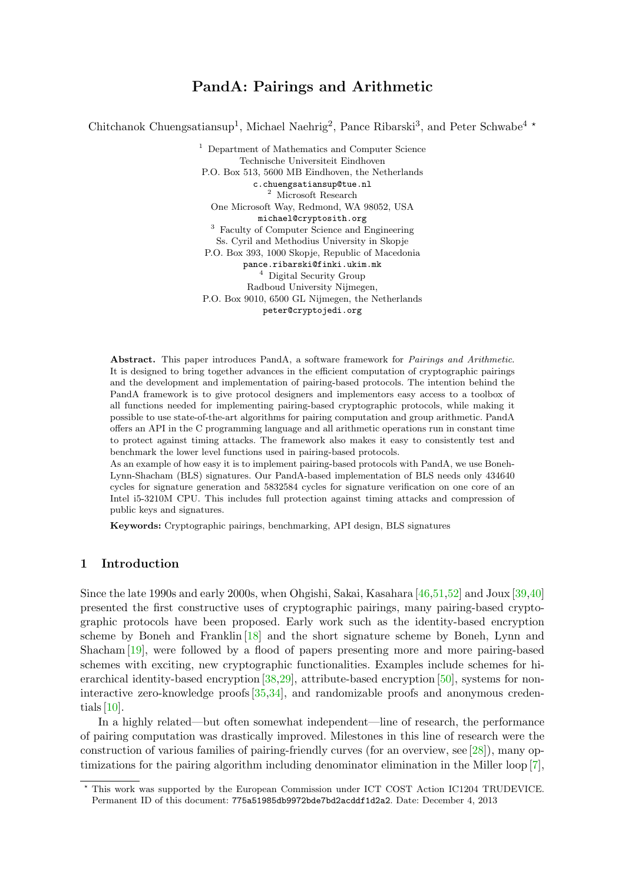# PandA: Pairings and Arithmetic

Chitchanok Chuengsatiansup[1], Michael Naehrig[2], Pance Ribarski[3], and Peter Schwabe[4] *

[1] Department of Mathematics and Computer Science
Technische Universiteit Eindhoven
P.O. Box 513, 5600 MB Eindhoven, the Netherlands
c.chuengsatiansup@tue.nl

[2] Microsoft Research
One Microsoft Way, Redmond, WA 98052, USA
michael@cryptosith.org

[3] Faculty of Computer Science and Engineering
Ss. Cyril and Methodius University in Skopje
P.O. Box 393, 1000 Skopje, Republic of Macedonia
pance.ribarski@finki.ukim.mk

[4] Digital Security Group
Radboud University Nijmegen,
P.O. Box 9010, 6500 GL Nijmegen, the Netherlands
peter@cryptojedi.org

**Abstract.** This paper introduces PandA, a software framework for *Pairings and Arithmetic*. It is designed to bring together advances in the efficient computation of cryptographic pairings and the development and implementation of pairing-based protocols. The intention behind the PandA framework is to give protocol designers and implementors easy access to a toolbox of all functions needed for implementing pairing-based cryptographic protocols, while making it possible to use state-of-the-art algorithms for pairing computation and group arithmetic. PandA offers an API in the C programming language and all arithmetic operations run in constant time to protect against timing attacks. The framework also makes it easy to consistently test and benchmark the lower level functions used in pairing-based protocols.

As an example of how easy it is to implement pairing-based protocols with PandA, we use Boneh-Lynn-Shacham (BLS) signatures. Our PandA-based implementation of BLS needs only 434640 cycles for signature generation and 5832584 cycles for signature verification on one core of an Intel i5-3210M CPU. This includes full protection against timing attacks and compression of public keys and signatures.

**Keywords:** Cryptographic pairings, benchmarking, API design, BLS signatures

## 1 Introduction

Since the late 1990s and early 2000s, when Ohgishi, Sakai, Kasahara [46,51,52] and Joux [39,40] presented the first constructive uses of cryptographic pairings, many pairing-based cryptographic protocols have been proposed. Early work such as the identity-based encryption scheme by Boneh and Franklin [18] and the short signature scheme by Boneh, Lynn and Shacham [19], were followed by a flood of papers presenting more and more pairing-based schemes with exciting, new cryptographic functionalities. Examples include schemes for hierarchical identity-based encryption [38,29], attribute-based encryption [50], systems for non-interactive zero-knowledge proofs [35,34], and randomizable proofs and anonymous credentials [10].

In a highly related—but often somewhat independent—line of research, the performance of pairing computation was drastically improved. Milestones in this line of research were the construction of various families of pairing-friendly curves (for an overview, see [28]), many optimizations for the pairing algorithm including denominator elimination in the Miller loop [7],

* This work was supported by the European Commission under ICT COST Action IC1204 TRUDEVICE. Permanent ID of this document: 775a51985db9972bde7bd2acddf1d2a2. Date: December 4, 2013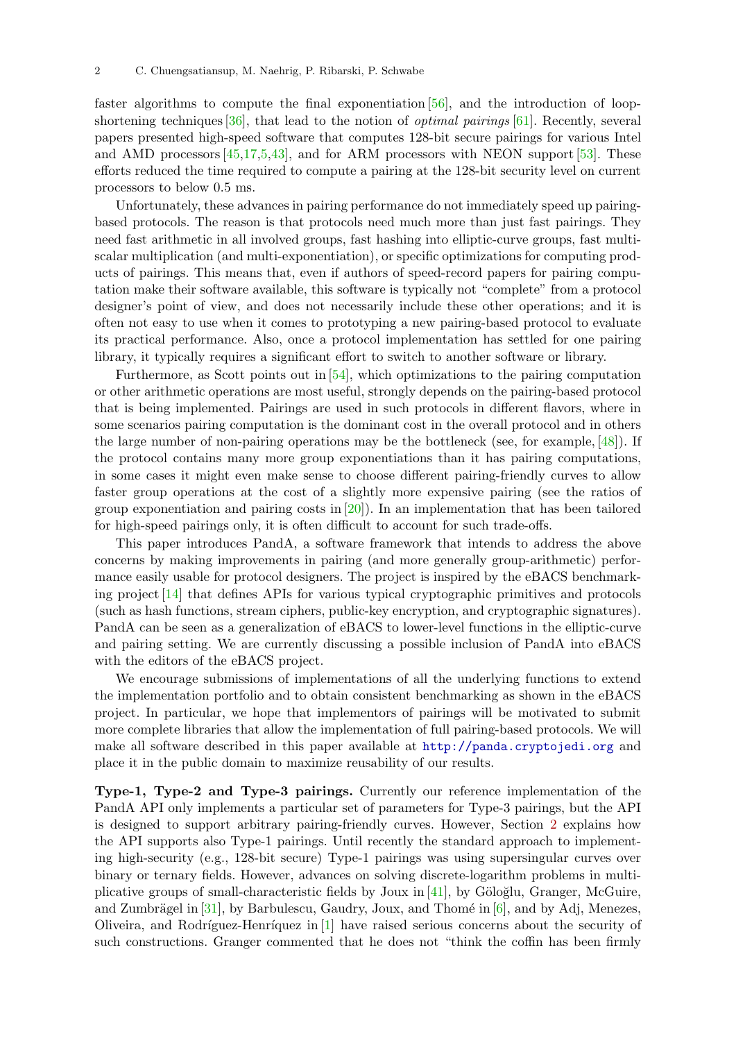faster algorithms to compute the final exponentiation [56], and the introduction of loop-shortening techniques [36], that lead to the notion of *optimal pairings* [61]. Recently, several papers presented high-speed software that computes 128-bit secure pairings for various Intel and AMD processors [45,17,5,43], and for ARM processors with NEON support [53]. These efforts reduced the time required to compute a pairing at the 128-bit security level on current processors to below 0.5 ms.

Unfortunately, these advances in pairing performance do not immediately speed up pairing-based protocols. The reason is that protocols need much more than just fast pairings. They need fast arithmetic in all involved groups, fast hashing into elliptic-curve groups, fast multi-scalar multiplication (and multi-exponentiation), or specific optimizations for computing products of pairings. This means that, even if authors of speed-record papers for pairing computation make their software available, this software is typically not "complete" from a protocol designer's point of view, and does not necessarily include these other operations; and it is often not easy to use when it comes to prototyping a new pairing-based protocol to evaluate its practical performance. Also, once a protocol implementation has settled for one pairing library, it typically requires a significant effort to switch to another software or library.

Furthermore, as Scott points out in [54], which optimizations to the pairing computation or other arithmetic operations are most useful, strongly depends on the pairing-based protocol that is being implemented. Pairings are used in such protocols in different flavors, where in some scenarios pairing computation is the dominant cost in the overall protocol and in others the large number of non-pairing operations may be the bottleneck (see, for example, [48]). If the protocol contains many more group exponentiations than it has pairing computations, in some cases it might even make sense to choose different pairing-friendly curves to allow faster group operations at the cost of a slightly more expensive pairing (see the ratios of group exponentiation and pairing costs in [20]). In an implementation that has been tailored for high-speed pairings only, it is often difficult to account for such trade-offs.

This paper introduces PandA, a software framework that intends to address the above concerns by making improvements in pairing (and more generally group-arithmetic) performance easily usable for protocol designers. The project is inspired by the eBACS benchmarking project [14] that defines APIs for various typical cryptographic primitives and protocols (such as hash functions, stream ciphers, public-key encryption, and cryptographic signatures). PandA can be seen as a generalization of eBACS to lower-level functions in the elliptic-curve and pairing setting. We are currently discussing a possible inclusion of PandA into eBACS with the editors of the eBACS project.

We encourage submissions of implementations of all the underlying functions to extend the implementation portfolio and to obtain consistent benchmarking as shown in the eBACS project. In particular, we hope that implementors of pairings will be motivated to submit more complete libraries that allow the implementation of full pairing-based protocols. We will make all software described in this paper available at http://panda.cryptojedi.org and place it in the public domain to maximize reusability of our results.

**Type-1, Type-2 and Type-3 pairings.** Currently our reference implementation of the PandA API only implements a particular set of parameters for Type-3 pairings, but the API is designed to support arbitrary pairing-friendly curves. However, Section 2 explains how the API supports also Type-1 pairings. Until recently the standard approach to implementing high-security (e.g., 128-bit secure) Type-1 pairings was using supersingular curves over binary or ternary fields. However, advances on solving discrete-logarithm problems in multiplicative groups of small-characteristic fields by Joux in [41], by Göloğlu, Granger, McGuire, and Zumbrägel in [31], by Barbulescu, Gaudry, Joux, and Thomé in [6], and by Adj, Menezes, Oliveira, and Rodríguez-Henríquez in [1] have raised serious concerns about the security of such constructions. Granger commented that he does not "think the coffin has been firmly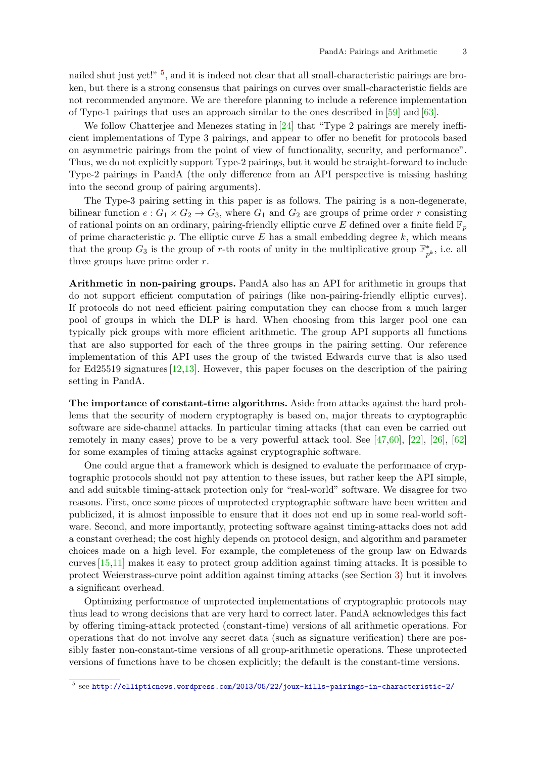nailed shut just yet!" [5], and it is indeed not clear that all small-characteristic pairings are broken, but there is a strong consensus that pairings on curves over small-characteristic fields are not recommended anymore. We are therefore planning to include a reference implementation of Type-1 pairings that uses an approach similar to the ones described in [59] and [63].

We follow Chatterjee and Menezes stating in [24] that "Type 2 pairings are merely inefficient implementations of Type 3 pairings, and appear to offer no benefit for protocols based on asymmetric pairings from the point of view of functionality, security, and performance". Thus, we do not explicitly support Type-2 pairings, but it would be straight-forward to include Type-2 pairings in PandA (the only difference from an API perspective is missing hashing into the second group of pairing arguments).

The Type-3 pairing setting in this paper is as follows. The pairing is a non-degenerate, bilinear function $e : G_1 \times G_2 \rightarrow G_3$, where $G_1$ and $G_2$ are groups of prime order $r$ consisting of rational points on an ordinary, pairing-friendly elliptic curve $E$ defined over a finite field $\mathbb{F}_p$ of prime characteristic $p$. The elliptic curve $E$ has a small embedding degree $k$, which means that the group $G_3$ is the group of $r$-th roots of unity in the multiplicative group $\mathbb{F}_{p^k}^*$, i.e. all three groups have prime order $r$.

**Arithmetic in non-pairing groups.** PandA also has an API for arithmetic in groups that do not support efficient computation of pairings (like non-pairing-friendly elliptic curves). If protocols do not need efficient pairing computation they can choose from a much larger pool of groups in which the DLP is hard. When choosing from this larger pool one can typically pick groups with more efficient arithmetic. The group API supports all functions that are also supported for each of the three groups in the pairing setting. Our reference implementation of this API uses the group of the twisted Edwards curve that is also used for Ed25519 signatures [12,13]. However, this paper focuses on the description of the pairing setting in PandA.

**The importance of constant-time algorithms.** Aside from attacks against the hard problems that the security of modern cryptography is based on, major threats to cryptographic software are side-channel attacks. In particular timing attacks (that can even be carried out remotely in many cases) prove to be a very powerful attack tool. See [47,60], [22], [26], [62] for some examples of timing attacks against cryptographic software.

One could argue that a framework which is designed to evaluate the performance of cryptographic protocols should not pay attention to these issues, but rather keep the API simple, and add suitable timing-attack protection only for "real-world" software. We disagree for two reasons. First, once some pieces of unprotected cryptographic software have been written and publicized, it is almost impossible to ensure that it does not end up in some real-world software. Second, and more importantly, protecting software against timing-attacks does not add a constant overhead; the cost highly depends on protocol design, and algorithm and parameter choices made on a high level. For example, the completeness of the group law on Edwards curves [15,11] makes it easy to protect group addition against timing attacks. It is possible to protect Weierstrass-curve point addition against timing attacks (see Section 3) but it involves a significant overhead.

Optimizing performance of unprotected implementations of cryptographic protocols may thus lead to wrong decisions that are very hard to correct later. PandA acknowledges this fact by offering timing-attack protected (constant-time) versions of all arithmetic operations. For operations that do not involve any secret data (such as signature verification) there are possibly faster non-constant-time versions of all group-arithmetic operations. These unprotected versions of functions have to be chosen explicitly; the default is the constant-time versions.

[5] see http://ellipticnews.wordpress.com/2013/05/22/joux-kills-pairings-in-characteristic-2/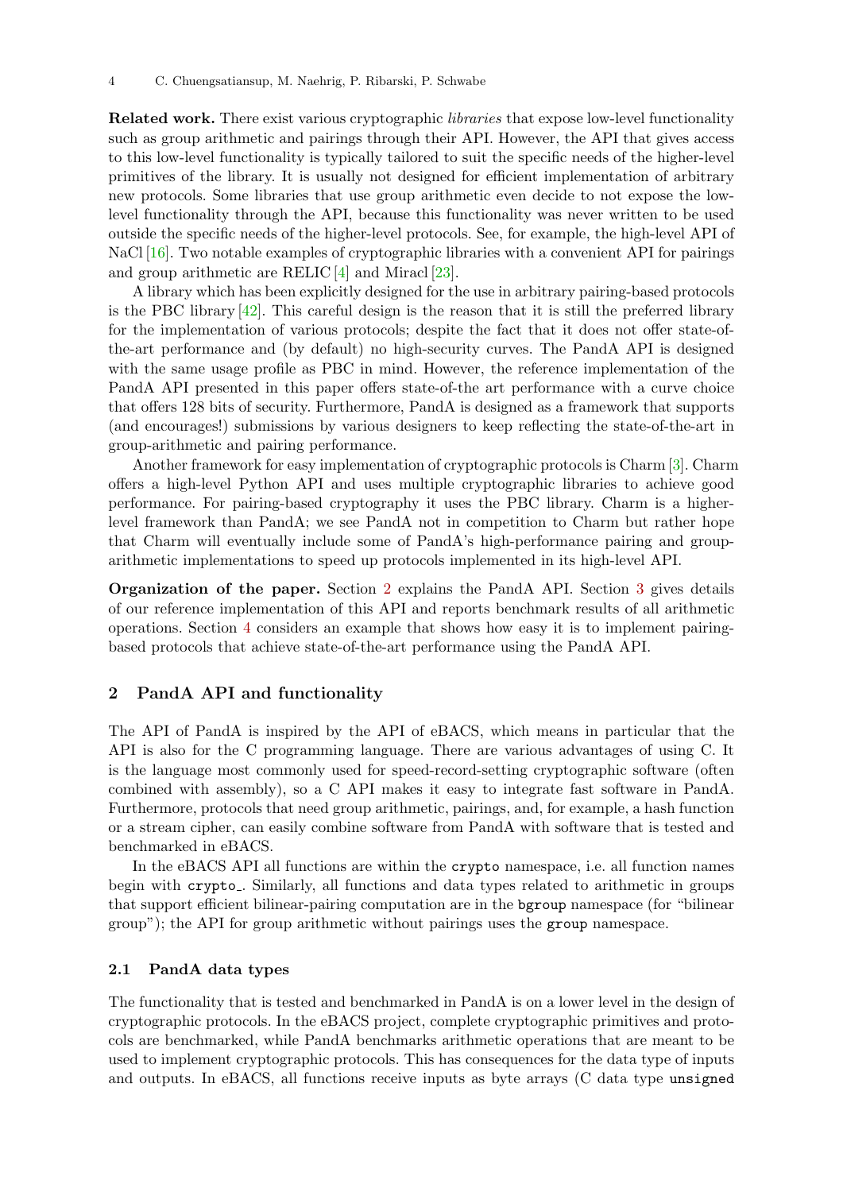**Related work.** There exist various cryptographic *libraries* that expose low-level functionality such as group arithmetic and pairings through their API. However, the API that gives access to this low-level functionality is typically tailored to suit the specific needs of the higher-level primitives of the library. It is usually not designed for efficient implementation of arbitrary new protocols. Some libraries that use group arithmetic even decide to not expose the low-level functionality through the API, because this functionality was never written to be used outside the specific needs of the higher-level protocols. See, for example, the high-level API of NaCl [16]. Two notable examples of cryptographic libraries with a convenient API for pairings and group arithmetic are RELIC [4] and Miracl [23].

A library which has been explicitly designed for the use in arbitrary pairing-based protocols is the PBC library [42]. This careful design is the reason that it is still the preferred library for the implementation of various protocols; despite the fact that it does not offer state-of-the-art performance and (by default) no high-security curves. The PandA API is designed with the same usage profile as PBC in mind. However, the reference implementation of the PandA API presented in this paper offers state-of-the art performance with a curve choice that offers 128 bits of security. Furthermore, PandA is designed as a framework that supports (and encourages!) submissions by various designers to keep reflecting the state-of-the-art in group-arithmetic and pairing performance.

Another framework for easy implementation of cryptographic protocols is Charm [3]. Charm offers a high-level Python API and uses multiple cryptographic libraries to achieve good performance. For pairing-based cryptography it uses the PBC library. Charm is a higher-level framework than PandA; we see PandA not in competition to Charm but rather hope that Charm will eventually include some of PandA's high-performance pairing and group-arithmetic implementations to speed up protocols implemented in its high-level API.

**Organization of the paper.** Section 2 explains the PandA API. Section 3 gives details of our reference implementation of this API and reports benchmark results of all arithmetic operations. Section 4 considers an example that shows how easy it is to implement pairing-based protocols that achieve state-of-the-art performance using the PandA API.

## 2 PandA API and functionality

The API of PandA is inspired by the API of eBACS, which means in particular that the API is also for the C programming language. There are various advantages of using C. It is the language most commonly used for speed-record-setting cryptographic software (often combined with assembly), so a C API makes it easy to integrate fast software in PandA. Furthermore, protocols that need group arithmetic, pairings, and, for example, a hash function or a stream cipher, can easily combine software from PandA with software that is tested and benchmarked in eBACS.

In the eBACS API all functions are within the `crypto` namespace, i.e. all function names begin with `crypto_`. Similarly, all functions and data types related to arithmetic in groups that support efficient bilinear-pairing computation are in the `bgroup` namespace (for "bilinear group"); the API for group arithmetic without pairings uses the `group` namespace.

### 2.1 PandA data types

The functionality that is tested and benchmarked in PandA is on a lower level in the design of cryptographic protocols. In the eBACS project, complete cryptographic primitives and protocols are benchmarked, while PandA benchmarks arithmetic operations that are meant to be used to implement cryptographic protocols. This has consequences for the data type of inputs and outputs. In eBACS, all functions receive inputs as byte arrays (C data type `unsigned`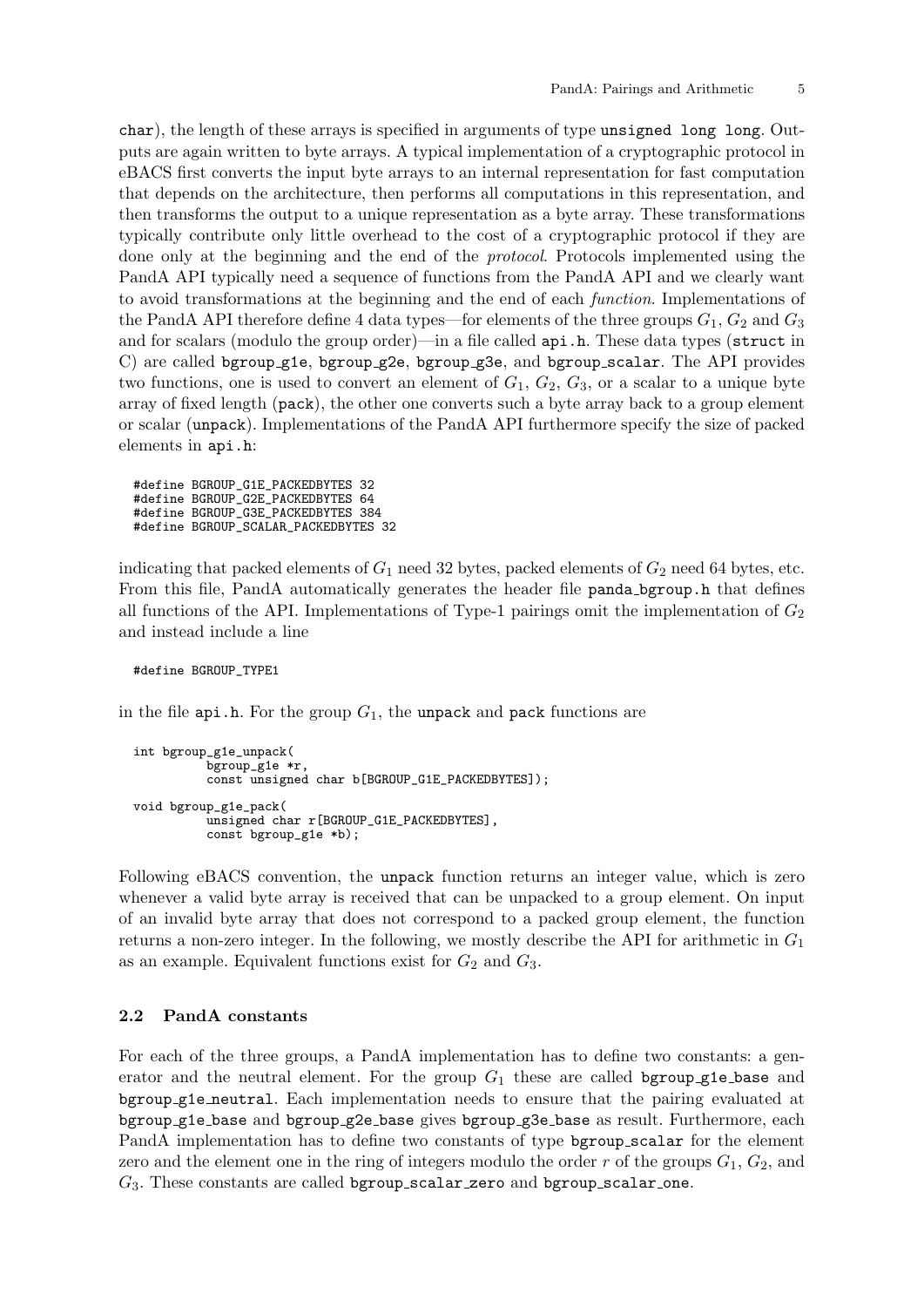char), the length of these arrays is specified in arguments of type unsigned long long. Outputs are again written to byte arrays. A typical implementation of a cryptographic protocol in eBACS first converts the input byte arrays to an internal representation for fast computation that depends on the architecture, then performs all computations in this representation, and then transforms the output to a unique representation as a byte array. These transformations typically contribute only little overhead to the cost of a cryptographic protocol if they are done only at the beginning and the end of the *protocol*. Protocols implemented using the PandA API typically need a sequence of functions from the PandA API and we clearly want to avoid transformations at the beginning and the end of each *function*. Implementations of the PandA API therefore define 4 data types—for elements of the three groups $G_1$, $G_2$ and $G_3$ and for scalars (modulo the group order)—in a file called api.h. These data types (struct in C) are called bgroup_g1e, bgroup_g2e, bgroup_g3e, and bgroup_scalar. The API provides two functions, one is used to convert an element of $G_1$, $G_2$, $G_3$, or a scalar to a unique byte array of fixed length (pack), the other one converts such a byte array back to a group element or scalar (unpack). Implementations of the PandA API furthermore specify the size of packed elements in api.h:

```
#define BGROUP_G1E_PACKEDBYTES 32
#define BGROUP_G2E_PACKEDBYTES 64
#define BGROUP_G3E_PACKEDBYTES 384
#define BGROUP_SCALAR_PACKEDBYTES 32
```

indicating that packed elements of $G_1$ need 32 bytes, packed elements of $G_2$ need 64 bytes, etc. From this file, PandA automatically generates the header file panda_bgroup.h that defines all functions of the API. Implementations of Type-1 pairings omit the implementation of $G_2$ and instead include a line

```
#define BGROUP_TYPE1
```

in the file api.h. For the group $G_1$, the unpack and pack functions are

```
int bgroup_g1e_unpack(
          bgroup_g1e *r,
          const unsigned char b[BGROUP_G1E_PACKEDBYTES]);

void bgroup_g1e_pack(
          unsigned char r[BGROUP_G1E_PACKEDBYTES],
          const bgroup_g1e *b);
```

Following eBACS convention, the unpack function returns an integer value, which is zero whenever a valid byte array is received that can be unpacked to a group element. On input of an invalid byte array that does not correspond to a packed group element, the function returns a non-zero integer. In the following, we mostly describe the API for arithmetic in $G_1$ as an example. Equivalent functions exist for $G_2$ and $G_3$.

### 2.2 PandA constants

For each of the three groups, a PandA implementation has to define two constants: a generator and the neutral element. For the group $G_1$ these are called bgroup_g1e_base and bgroup_g1e_neutral. Each implementation needs to ensure that the pairing evaluated at bgroup_g1e_base and bgroup_g2e_base gives bgroup_g3e_base as result. Furthermore, each PandA implementation has to define two constants of type bgroup_scalar for the element zero and the element one in the ring of integers modulo the order $r$ of the groups $G_1$, $G_2$, and $G_3$. These constants are called bgroup_scalar_zero and bgroup_scalar_one.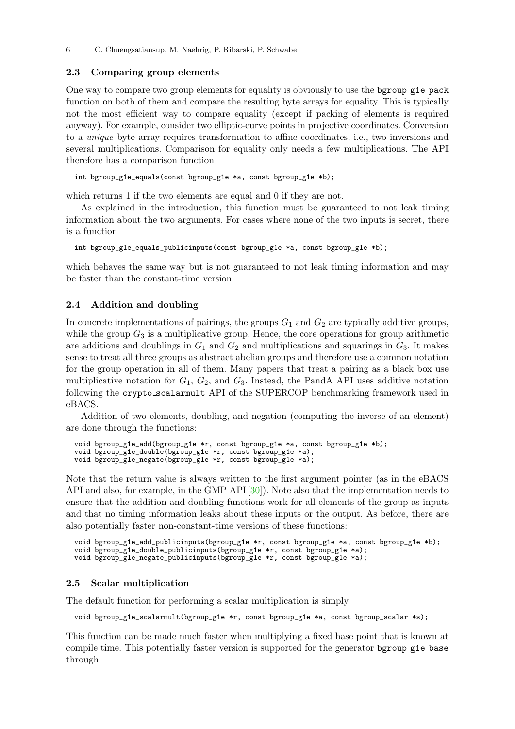### 2.3 Comparing group elements

One way to compare two group elements for equality is obviously to use the bgroup_g1e_pack function on both of them and compare the resulting byte arrays for equality. This is typically not the most efficient way to compare equality (except if packing of elements is required anyway). For example, consider two elliptic-curve points in projective coordinates. Conversion to a *unique* byte array requires transformation to affine coordinates, i.e., two inversions and several multiplications. Comparison for equality only needs a few multiplications. The API therefore has a comparison function

```
int bgroup_g1e_equals(const bgroup_g1e *a, const bgroup_g1e *b);
```

which returns 1 if the two elements are equal and 0 if they are not.

As explained in the introduction, this function must be guaranteed to not leak timing information about the two arguments. For cases where none of the two inputs is secret, there is a function

```
int bgroup_g1e_equals_publicinputs(const bgroup_g1e *a, const bgroup_g1e *b);
```

which behaves the same way but is not guaranteed to not leak timing information and may be faster than the constant-time version.

### 2.4 Addition and doubling

In concrete implementations of pairings, the groups $G_1$ and $G_2$ are typically additive groups, while the group $G_3$ is a multiplicative group. Hence, the core operations for group arithmetic are additions and doublings in $G_1$ and $G_2$ and multiplications and squarings in $G_3$. It makes sense to treat all three groups as abstract abelian groups and therefore use a common notation for the group operation in all of them. Many papers that treat a pairing as a black box use multiplicative notation for $G_1$, $G_2$, and $G_3$. Instead, the PandA API uses additive notation following the crypto_scalarmult API of the SUPERCOP benchmarking framework used in eBACS.

Addition of two elements, doubling, and negation (computing the inverse of an element) are done through the functions:

```
void bgroup_g1e_add(bgroup_g1e *r, const bgroup_g1e *a, const bgroup_g1e *b);
void bgroup_g1e_double(bgroup_g1e *r, const bgroup_g1e *a);
void bgroup_g1e_negate(bgroup_g1e *r, const bgroup_g1e *a);
```

Note that the return value is always written to the first argument pointer (as in the eBACS API and also, for example, in the GMP API [30]). Note also that the implementation needs to ensure that the addition and doubling functions work for all elements of the group as inputs and that no timing information leaks about these inputs or the output. As before, there are also potentially faster non-constant-time versions of these functions:

```
void bgroup_g1e_add_publicinputs(bgroup_g1e *r, const bgroup_g1e *a, const bgroup_g1e *b);
void bgroup_g1e_double_publicinputs(bgroup_g1e *r, const bgroup_g1e *a);
void bgroup_g1e_negate_publicinputs(bgroup_g1e *r, const bgroup_g1e *a);
```

### 2.5 Scalar multiplication

The default function for performing a scalar multiplication is simply

```
void bgroup_g1e_scalarmult(bgroup_g1e *r, const bgroup_g1e *a, const bgroup_scalar *s);
```

This function can be made much faster when multiplying a fixed base point that is known at compile time. This potentially faster version is supported for the generator bgroup_g1e_base through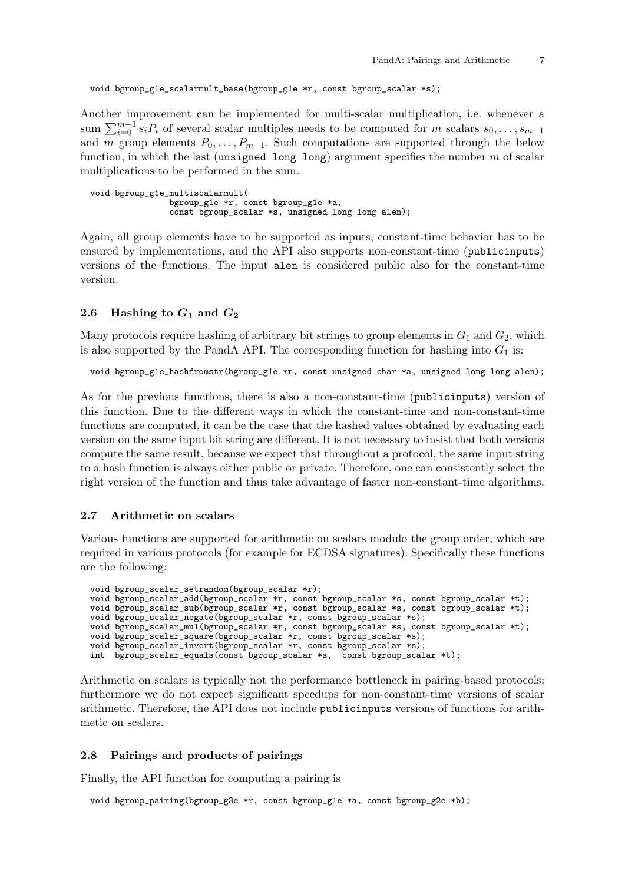```
void bgroup_g1e_scalarmult_base(bgroup_g1e *r, const bgroup_scalar *s);
```

Another improvement can be implemented for multi-scalar multiplication, i.e. whenever a sum $\sum_{i=0}^{m-1} s_i P_i$ of several scalar multiples needs to be computed for $m$ scalars $s_0, \ldots, s_{m-1}$ and $m$ group elements $P_0, \ldots, P_{m-1}$. Such computations are supported through the below function, in which the last (`unsigned long long`) argument specifies the number $m$ of scalar multiplications to be performed in the sum.

```
void bgroup_g1e_multiscalarmult(
                bgroup_g1e *r, const bgroup_g1e *a,
                const bgroup_scalar *s, unsigned long long alen);
```

Again, all group elements have to be supported as inputs, constant-time behavior has to be ensured by implementations, and the API also supports non-constant-time (`publicinputs`) versions of the functions. The input `alen` is considered public also for the constant-time version.

### 2.6 Hashing to $G_1$ and $G_2$

Many protocols require hashing of arbitrary bit strings to group elements in $G_1$ and $G_2$, which is also supported by the PandA API. The corresponding function for hashing into $G_1$ is:

```
void bgroup_g1e_hashfromstr(bgroup_g1e *r, const unsigned char *a, unsigned long long alen);
```

As for the previous functions, there is also a non-constant-time (`publicinputs`) version of this function. Due to the different ways in which the constant-time and non-constant-time functions are computed, it can be the case that the hashed values obtained by evaluating each version on the same input bit string are different. It is not necessary to insist that both versions compute the same result, because we expect that throughout a protocol, the same input string to a hash function is always either public or private. Therefore, one can consistently select the right version of the function and thus take advantage of faster non-constant-time algorithms.

### 2.7 Arithmetic on scalars

Various functions are supported for arithmetic on scalars modulo the group order, which are required in various protocols (for example for ECDSA signatures). Specifically these functions are the following:

```
void bgroup_scalar_setrandom(bgroup_scalar *r);
void bgroup_scalar_add(bgroup_scalar *r, const bgroup_scalar *s, const bgroup_scalar *t);
void bgroup_scalar_sub(bgroup_scalar *r, const bgroup_scalar *s, const bgroup_scalar *t);
void bgroup_scalar_negate(bgroup_scalar *r, const bgroup_scalar *s);
void bgroup_scalar_mul(bgroup_scalar *r, const bgroup_scalar *s, const bgroup_scalar *t);
void bgroup_scalar_square(bgroup_scalar *r, const bgroup_scalar *s);
void bgroup_scalar_invert(bgroup_scalar *r, const bgroup_scalar *s);
int  bgroup_scalar_equals(const bgroup_scalar *s,  const bgroup_scalar *t);
```

Arithmetic on scalars is typically not the performance bottleneck in pairing-based protocols; furthermore we do not expect significant speedups for non-constant-time versions of scalar arithmetic. Therefore, the API does not include `publicinputs` versions of functions for arithmetic on scalars.

### 2.8 Pairings and products of pairings

Finally, the API function for computing a pairing is

```
void bgroup_pairing(bgroup_g3e *r, const bgroup_g1e *a, const bgroup_g2e *b);
```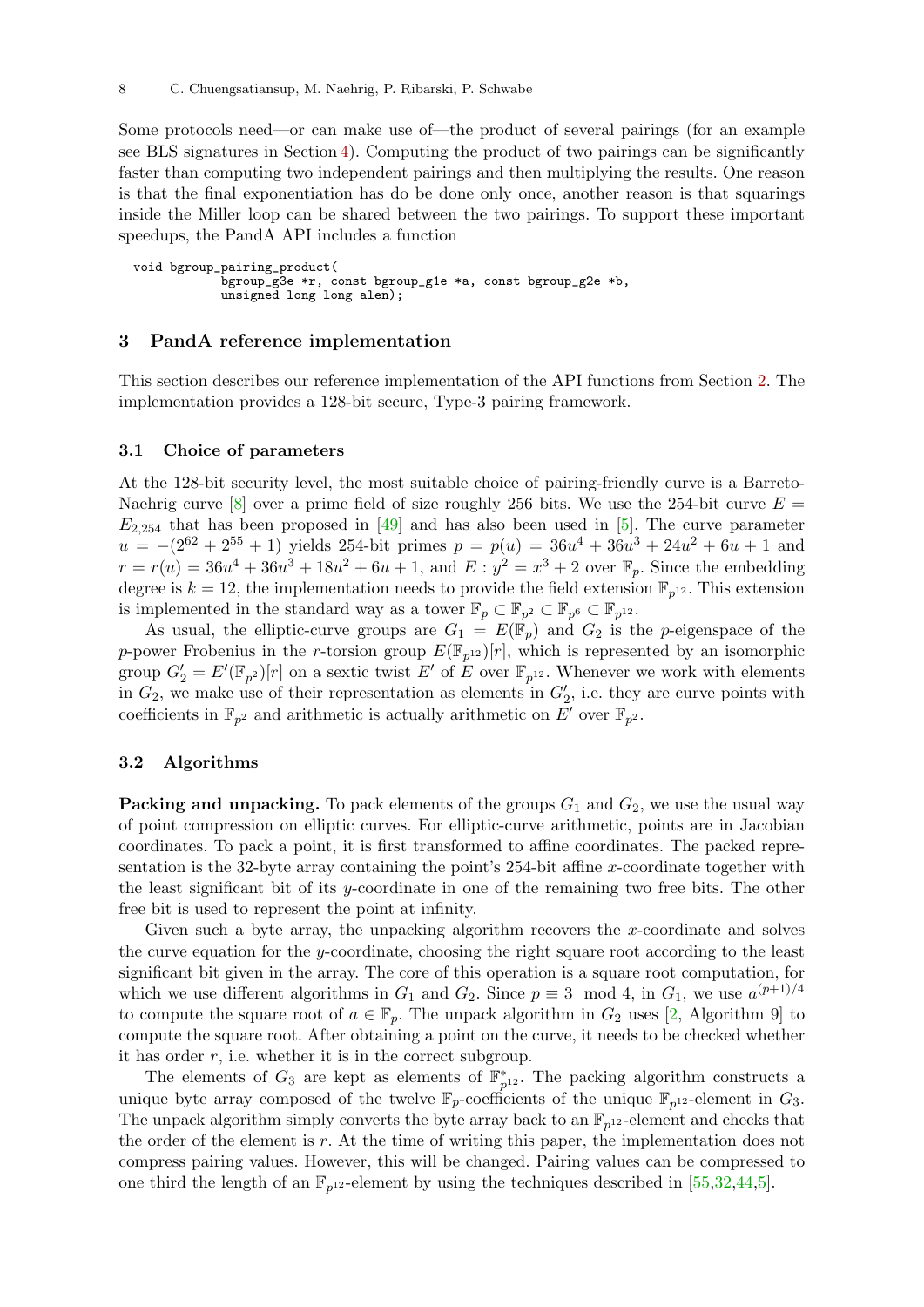Some protocols need—or can make use of—the product of several pairings (for an example see BLS signatures in Section 4). Computing the product of two pairings can be significantly faster than computing two independent pairings and then multiplying the results. One reason is that the final exponentiation has do be done only once, another reason is that squarings inside the Miller loop can be shared between the two pairings. To support these important speedups, the PandA API includes a function

```
void bgroup_pairing_product(
            bgroup_g3e *r, const bgroup_g1e *a, const bgroup_g2e *b,
            unsigned long long alen);
```

## 3 PandA reference implementation

This section describes our reference implementation of the API functions from Section 2. The implementation provides a 128-bit secure, Type-3 pairing framework.

### 3.1 Choice of parameters

At the 128-bit security level, the most suitable choice of pairing-friendly curve is a Barreto-Naehrig curve [8] over a prime field of size roughly 256 bits. We use the 254-bit curve $E = E_{2,254}$ that has been proposed in [49] and has also been used in [5]. The curve parameter $u = -(2^{62} + 2^{55} + 1)$ yields 254-bit primes $p = p(u) = 36u^4 + 36u^3 + 24u^2 + 6u + 1$ and $r = r(u) = 36u^4 + 36u^3 + 18u^2 + 6u + 1$, and $E : y^2 = x^3 + 2$ over $\mathbb{F}_p$. Since the embedding degree is $k = 12$, the implementation needs to provide the field extension $\mathbb{F}_{p^{12}}$. This extension is implemented in the standard way as a tower $\mathbb{F}_p \subset \mathbb{F}_{p^2} \subset \mathbb{F}_{p^6} \subset \mathbb{F}_{p^{12}}$.

As usual, the elliptic-curve groups are $G_1 = E(\mathbb{F}_p)$ and $G_2$ is the $p$-eigenspace of the $p$-power Frobenius in the $r$-torsion group $E(\mathbb{F}_{p^{12}})[r]$, which is represented by an isomorphic group $G'_2 = E'(\mathbb{F}_{p^2})[r]$ on a sextic twist $E'$ of $E$ over $\mathbb{F}_{p^{12}}$. Whenever we work with elements in $G_2$, we make use of their representation as elements in $G'_2$, i.e. they are curve points with coefficients in $\mathbb{F}_{p^2}$ and arithmetic is actually arithmetic on $E'$ over $\mathbb{F}_{p^2}$.

### 3.2 Algorithms

**Packing and unpacking.** To pack elements of the groups $G_1$ and $G_2$, we use the usual way of point compression on elliptic curves. For elliptic-curve arithmetic, points are in Jacobian coordinates. To pack a point, it is first transformed to affine coordinates. The packed representation is the 32-byte array containing the point's 254-bit affine $x$-coordinate together with the least significant bit of its $y$-coordinate in one of the remaining two free bits. The other free bit is used to represent the point at infinity.

Given such a byte array, the unpacking algorithm recovers the $x$-coordinate and solves the curve equation for the $y$-coordinate, choosing the right square root according to the least significant bit given in the array. The core of this operation is a square root computation, for which we use different algorithms in $G_1$ and $G_2$. Since $p \equiv 3 \mod 4$, in $G_1$, we use $a^{(p+1)/4}$ to compute the square root of $a \in \mathbb{F}_p$. The unpack algorithm in $G_2$ uses [2, Algorithm 9] to compute the square root. After obtaining a point on the curve, it needs to be checked whether it has order $r$, i.e. whether it is in the correct subgroup.

The elements of $G_3$ are kept as elements of $\mathbb{F}^*_{p^{12}}$. The packing algorithm constructs a unique byte array composed of the twelve $\mathbb{F}_p$-coefficients of the unique $\mathbb{F}_{p^{12}}$-element in $G_3$. The unpack algorithm simply converts the byte array back to an $\mathbb{F}_{p^{12}}$-element and checks that the order of the element is $r$. At the time of writing this paper, the implementation does not compress pairing values. However, this will be changed. Pairing values can be compressed to one third the length of an $\mathbb{F}_{p^{12}}$-element by using the techniques described in [55,32,44,5].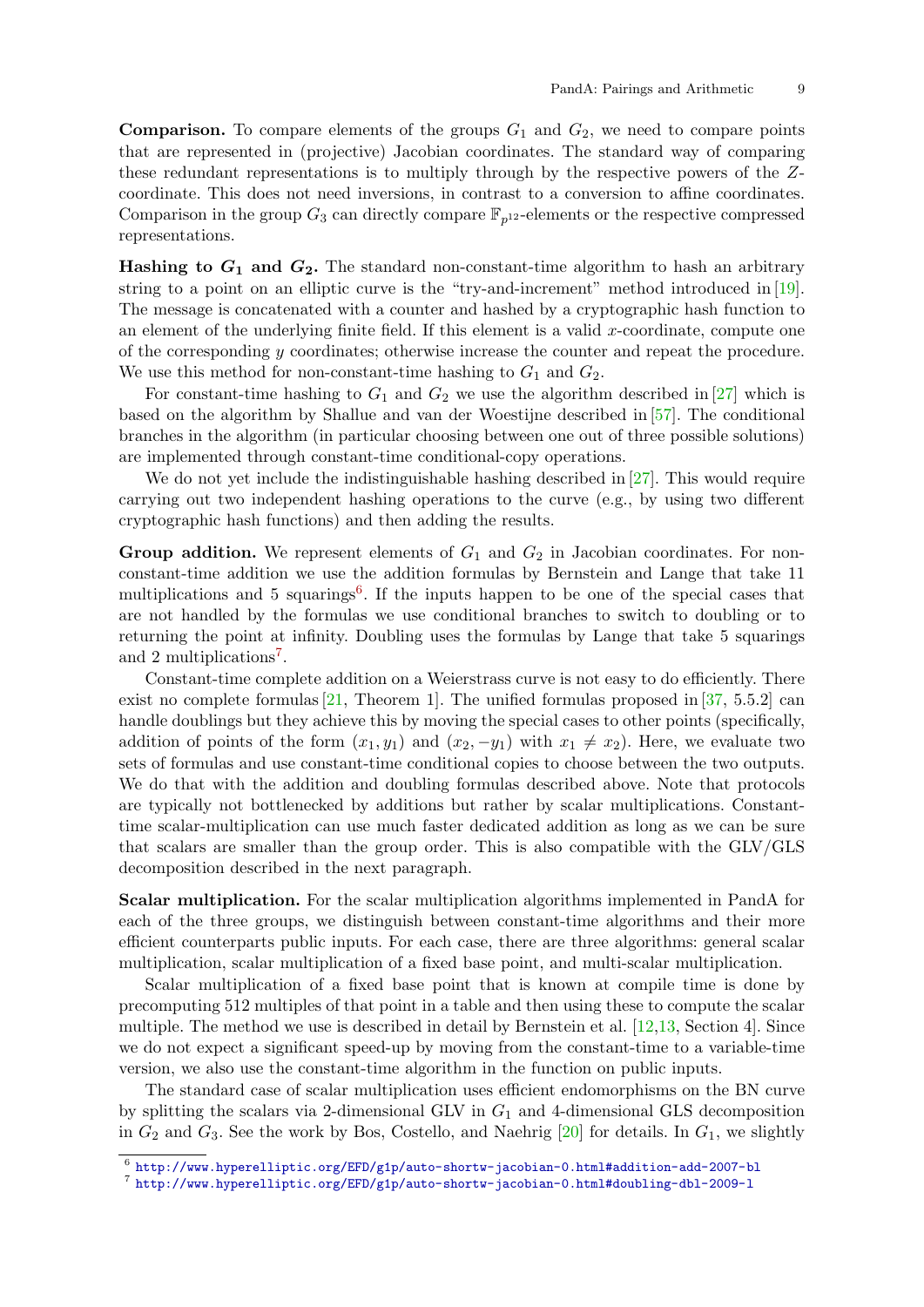**Comparison.** To compare elements of the groups $G_1$ and $G_2$, we need to compare points that are represented in (projective) Jacobian coordinates. The standard way of comparing these redundant representations is to multiply through by the respective powers of the $Z$-coordinate. This does not need inversions, in contrast to a conversion to affine coordinates. Comparison in the group $G_3$ can directly compare $\mathbb{F}_{p^{12}}$-elements or the respective compressed representations.

**Hashing to $G_1$ and $G_2$.** The standard non-constant-time algorithm to hash an arbitrary string to a point on an elliptic curve is the "try-and-increment" method introduced in [19]. The message is concatenated with a counter and hashed by a cryptographic hash function to an element of the underlying finite field. If this element is a valid $x$-coordinate, compute one of the corresponding $y$ coordinates; otherwise increase the counter and repeat the procedure. We use this method for non-constant-time hashing to $G_1$ and $G_2$.

For constant-time hashing to $G_1$ and $G_2$ we use the algorithm described in [27] which is based on the algorithm by Shallue and van der Woestijne described in [57]. The conditional branches in the algorithm (in particular choosing between one out of three possible solutions) are implemented through constant-time conditional-copy operations.

We do not yet include the indistinguishable hashing described in [27]. This would require carrying out two independent hashing operations to the curve (e.g., by using two different cryptographic hash functions) and then adding the results.

**Group addition.** We represent elements of $G_1$ and $G_2$ in Jacobian coordinates. For non-constant-time addition we use the addition formulas by Bernstein and Lange that take 11 multiplications and 5 squarings[6]. If the inputs happen to be one of the special cases that are not handled by the formulas we use conditional branches to switch to doubling or to returning the point at infinity. Doubling uses the formulas by Lange that take 5 squarings and 2 multiplications[7].

Constant-time complete addition on a Weierstrass curve is not easy to do efficiently. There exist no complete formulas [21, Theorem 1]. The unified formulas proposed in [37, 5.5.2] can handle doublings but they achieve this by moving the special cases to other points (specifically, addition of points of the form $(x_1, y_1)$ and $(x_2, -y_1)$ with $x_1 \neq x_2$). Here, we evaluate two sets of formulas and use constant-time conditional copies to choose between the two outputs. We do that with the addition and doubling formulas described above. Note that protocols are typically not bottlenecked by additions but rather by scalar multiplications. Constant-time scalar-multiplication can use much faster dedicated addition as long as we can be sure that scalars are smaller than the group order. This is also compatible with the GLV/GLS decomposition described in the next paragraph.

**Scalar multiplication.** For the scalar multiplication algorithms implemented in PandA for each of the three groups, we distinguish between constant-time algorithms and their more efficient counterparts public inputs. For each case, there are three algorithms: general scalar multiplication, scalar multiplication of a fixed base point, and multi-scalar multiplication.

Scalar multiplication of a fixed base point that is known at compile time is done by precomputing 512 multiples of that point in a table and then using these to compute the scalar multiple. The method we use is described in detail by Bernstein et al. [12,13, Section 4]. Since we do not expect a significant speed-up by moving from the constant-time to a variable-time version, we also use the constant-time algorithm in the function on public inputs.

The standard case of scalar multiplication uses efficient endomorphisms on the BN curve by splitting the scalars via 2-dimensional GLV in $G_1$ and 4-dimensional GLS decomposition in $G_2$ and $G_3$. See the work by Bos, Costello, and Naehrig [20] for details. In $G_1$, we slightly

---

[6] http://www.hyperelliptic.org/EFD/g1p/auto-shortw-jacobian-0.html#addition-add-2007-bl

[7] http://www.hyperelliptic.org/EFD/g1p/auto-shortw-jacobian-0.html#doubling-dbl-2009-l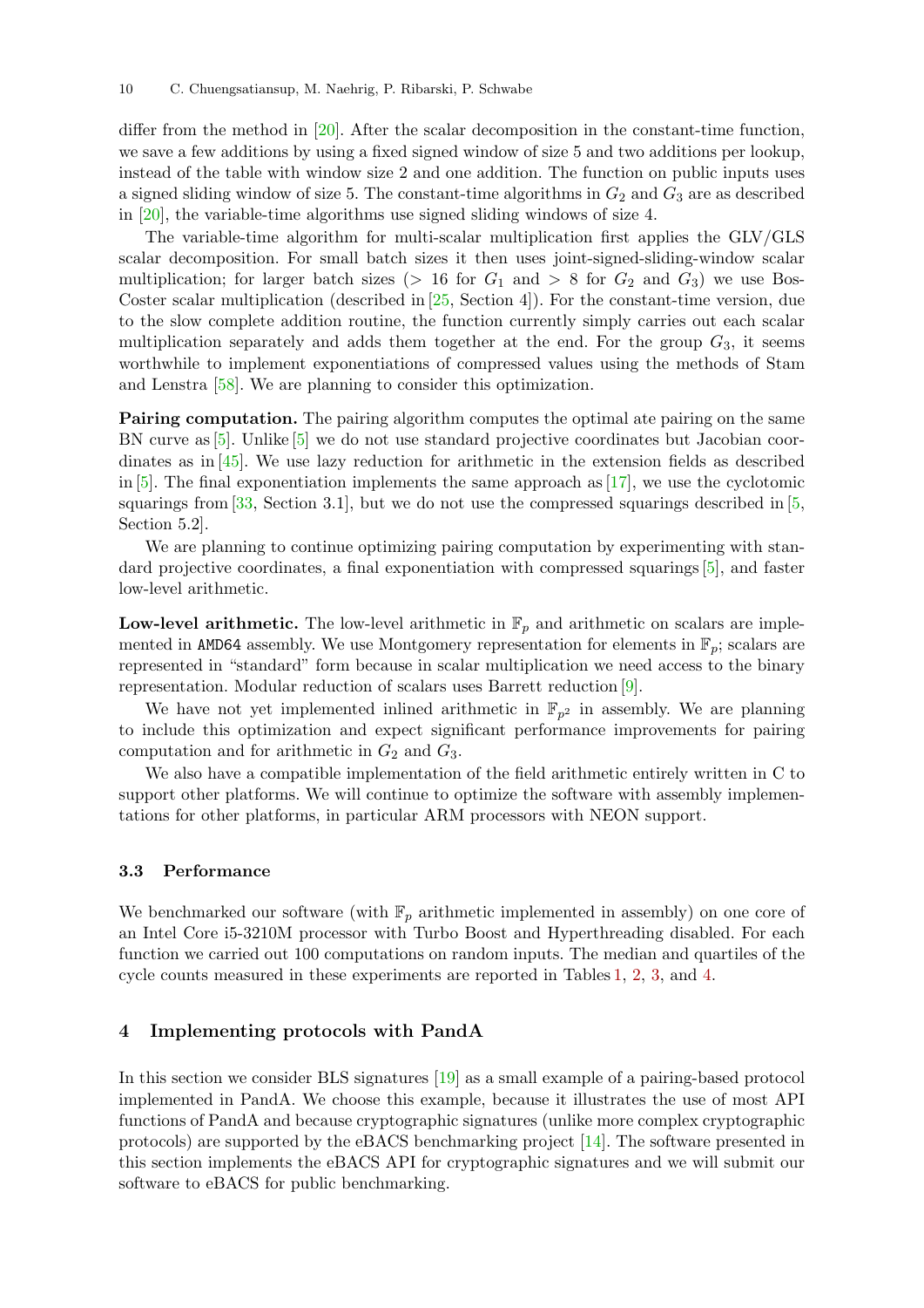differ from the method in [20]. After the scalar decomposition in the constant-time function, we save a few additions by using a fixed signed window of size 5 and two additions per lookup, instead of the table with window size 2 and one addition. The function on public inputs uses a signed sliding window of size 5. The constant-time algorithms in $G_2$ and $G_3$ are as described in [20], the variable-time algorithms use signed sliding windows of size 4.

The variable-time algorithm for multi-scalar multiplication first applies the GLV/GLS scalar decomposition. For small batch sizes it then uses joint-signed-sliding-window scalar multiplication; for larger batch sizes ($> 16$ for $G_1$ and $> 8$ for $G_2$ and $G_3$) we use Bos-Coster scalar multiplication (described in [25, Section 4]). For the constant-time version, due to the slow complete addition routine, the function currently simply carries out each scalar multiplication separately and adds them together at the end. For the group $G_3$, it seems worthwhile to implement exponentiations of compressed values using the methods of Stam and Lenstra [58]. We are planning to consider this optimization.

**Pairing computation.** The pairing algorithm computes the optimal ate pairing on the same BN curve as [5]. Unlike [5] we do not use standard projective coordinates but Jacobian coordinates as in [45]. We use lazy reduction for arithmetic in the extension fields as described in [5]. The final exponentiation implements the same approach as [17], we use the cyclotomic squarings from [33, Section 3.1], but we do not use the compressed squarings described in [5, Section 5.2].

We are planning to continue optimizing pairing computation by experimenting with standard projective coordinates, a final exponentiation with compressed squarings [5], and faster low-level arithmetic.

**Low-level arithmetic.** The low-level arithmetic in $\mathbb{F}_p$ and arithmetic on scalars are implemented in `AMD64` assembly. We use Montgomery representation for elements in $\mathbb{F}_p$; scalars are represented in "standard" form because in scalar multiplication we need access to the binary representation. Modular reduction of scalars uses Barrett reduction [9].

We have not yet implemented inlined arithmetic in $\mathbb{F}_{p^2}$ in assembly. We are planning to include this optimization and expect significant performance improvements for pairing computation and for arithmetic in $G_2$ and $G_3$.

We also have a compatible implementation of the field arithmetic entirely written in C to support other platforms. We will continue to optimize the software with assembly implementations for other platforms, in particular ARM processors with NEON support.

### 3.3 Performance

We benchmarked our software (with $\mathbb{F}_p$ arithmetic implemented in assembly) on one core of an Intel Core i5-3210M processor with Turbo Boost and Hyperthreading disabled. For each function we carried out 100 computations on random inputs. The median and quartiles of the cycle counts measured in these experiments are reported in Tables 1, 2, 3, and 4.

## 4 Implementing protocols with PandA

In this section we consider BLS signatures [19] as a small example of a pairing-based protocol implemented in PandA. We choose this example, because it illustrates the use of most API functions of PandA and because cryptographic signatures (unlike more complex cryptographic protocols) are supported by the eBACS benchmarking project [14]. The software presented in this section implements the eBACS API for cryptographic signatures and we will submit our software to eBACS for public benchmarking.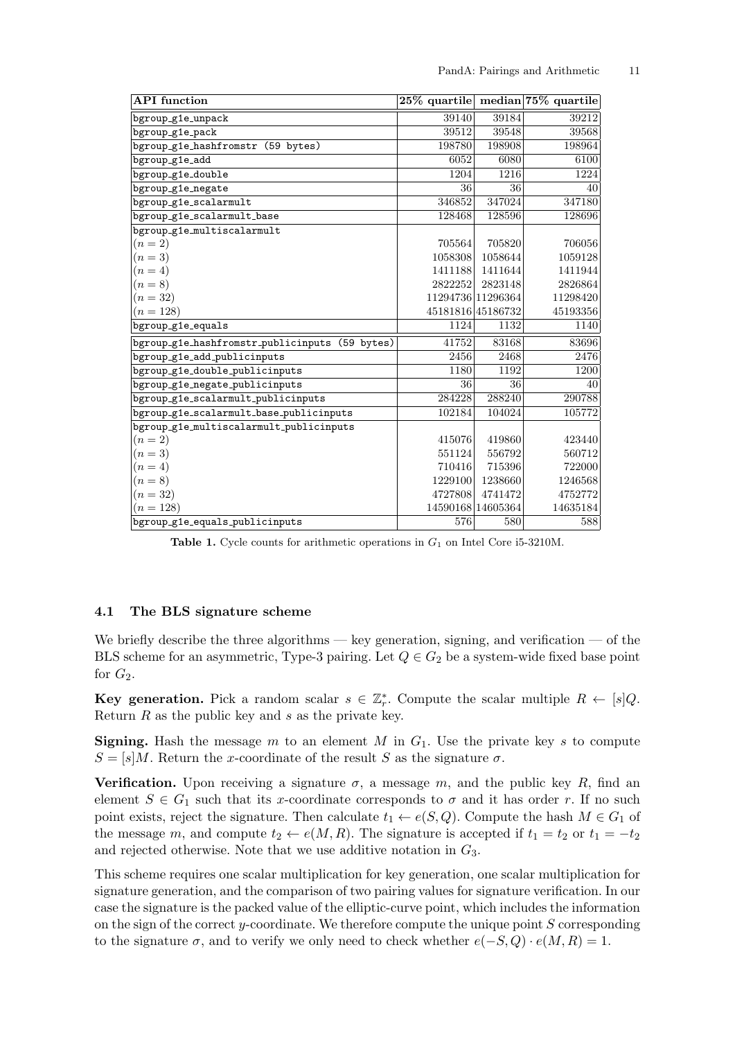| API function | 25% quartile | median | 75% quartile |
|---|---|---|---|
| bgroup_g1e_unpack | 39140 | 39184 | 39212 |
| bgroup_g1e_pack | 39512 | 39548 | 39568 |
| bgroup_g1e_hashfromstr (59 bytes) | 198780 | 198908 | 198964 |
| bgroup_g1e_add | 6052 | 6080 | 6100 |
| bgroup_g1e_double | 1204 | 1216 | 1224 |
| bgroup_g1e_negate | 36 | 36 | 40 |
| bgroup_g1e_scalarmult | 346852 | 347024 | 347180 |
| bgroup_g1e_scalarmult_base | 128468 | 128596 | 128696 |
| bgroup_g1e_multiscalarmult | | | |
| $(n = 2)$ | 705564 | 705820 | 706056 |
| $(n = 3)$ | 1058308 | 1058644 | 1059128 |
| $(n = 4)$ | 1411188 | 1411644 | 1411944 |
| $(n = 8)$ | 2822252 | 2823148 | 2826864 |
| $(n = 32)$ | 11294736 | 11296364 | 11298420 |
| $(n = 128)$ | 45181816 | 45186732 | 45193356 |
| bgroup_g1e_equals | 1124 | 1132 | 1140 |
| bgroup_g1e_hashfromstr_publicinputs (59 bytes) | 41752 | 83168 | 83696 |
| bgroup_g1e_add_publicinputs | 2456 | 2468 | 2476 |
| bgroup_g1e_double_publicinputs | 1180 | 1192 | 1200 |
| bgroup_g1e_negate_publicinputs | 36 | 36 | 40 |
| bgroup_g1e_scalarmult_publicinputs | 284228 | 288240 | 290788 |
| bgroup_g1e_scalarmult_base_publicinputs | 102184 | 104024 | 105772 |
| bgroup_g1e_multiscalarmult_publicinputs | | | |
| $(n = 2)$ | 415076 | 419860 | 423440 |
| $(n = 3)$ | 551124 | 556792 | 560712 |
| $(n = 4)$ | 710416 | 715396 | 722000 |
| $(n = 8)$ | 1229100 | 1238660 | 1246568 |
| $(n = 32)$ | 4727808 | 4741472 | 4752772 |
| $(n = 128)$ | 14590168 | 14605364 | 14635184 |
| bgroup_g1e_equals_publicinputs | 576 | 580 | 588 |

**Table 1.** Cycle counts for arithmetic operations in $G_1$ on Intel Core i5-3210M.

### 4.1 The BLS signature scheme

We briefly describe the three algorithms — key generation, signing, and verification — of the BLS scheme for an asymmetric, Type-3 pairing. Let $Q \in G_2$ be a system-wide fixed base point for $G_2$.

**Key generation.** Pick a random scalar $s \in \mathbb{Z}_r^*$. Compute the scalar multiple $R \leftarrow [s]Q$. Return $R$ as the public key and $s$ as the private key.

**Signing.** Hash the message $m$ to an element $M$ in $G_1$. Use the private key $s$ to compute $S = [s]M$. Return the $x$-coordinate of the result $S$ as the signature $\sigma$.

**Verification.** Upon receiving a signature $\sigma$, a message $m$, and the public key $R$, find an element $S \in G_1$ such that its $x$-coordinate corresponds to $\sigma$ and it has order $r$. If no such point exists, reject the signature. Then calculate $t_1 \leftarrow e(S, Q)$. Compute the hash $M \in G_1$ of the message $m$, and compute $t_2 \leftarrow e(M, R)$. The signature is accepted if $t_1 = t_2$ or $t_1 = -t_2$ and rejected otherwise. Note that we use additive notation in $G_3$.

This scheme requires one scalar multiplication for key generation, one scalar multiplication for signature generation, and the comparison of two pairing values for signature verification. In our case the signature is the packed value of the elliptic-curve point, which includes the information on the sign of the correct $y$-coordinate. We therefore compute the unique point $S$ corresponding to the signature $\sigma$, and to verify we only need to check whether $e(-S, Q) \cdot e(M, R) = 1$.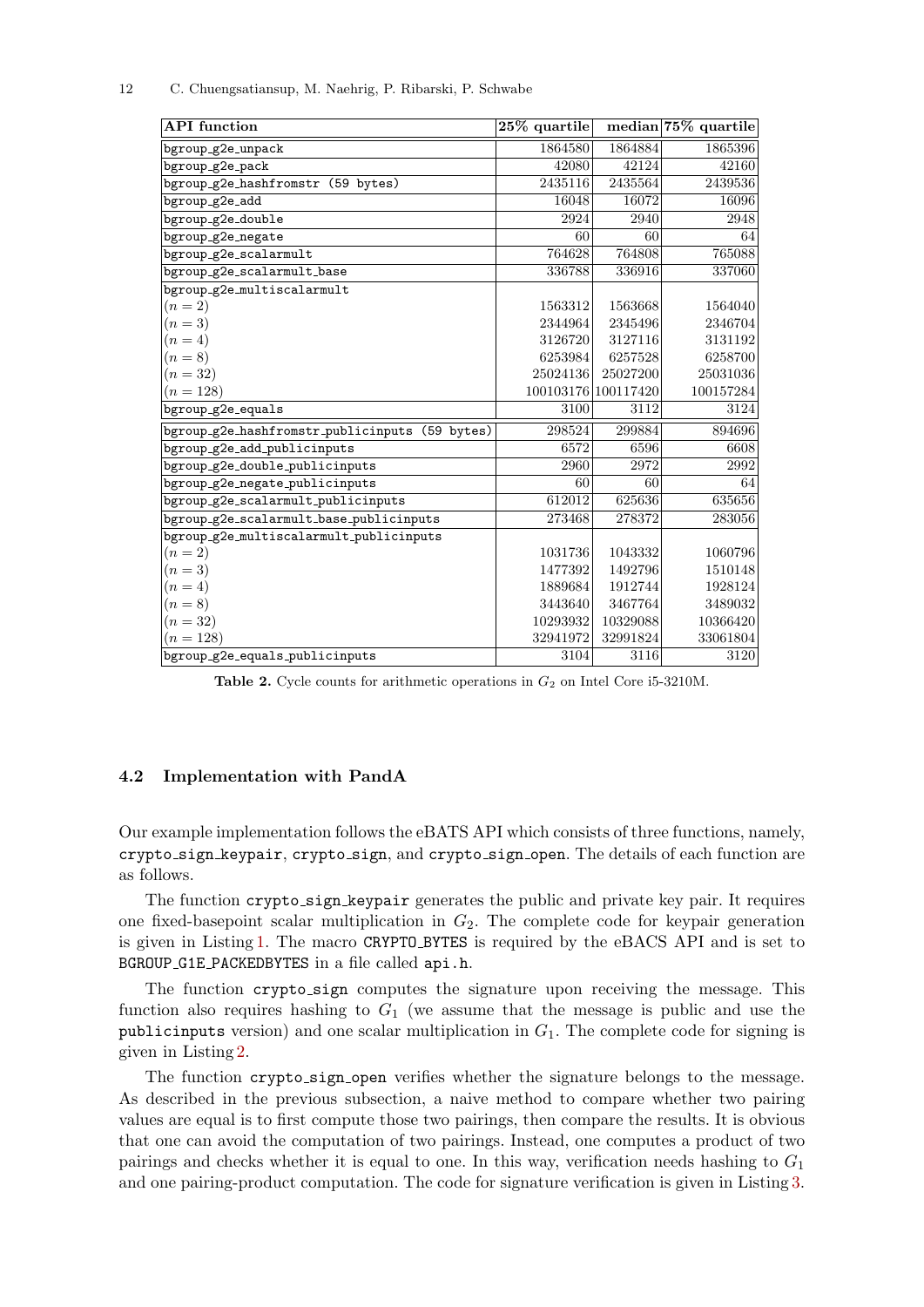| API function | 25% quartile | median | 75% quartile |
|---|---|---|---|
| bgroup_g2e_unpack | 1864580 | 1864884 | 1865396 |
| bgroup_g2e_pack | 42080 | 42124 | 42160 |
| bgroup_g2e_hashfromstr (59 bytes) | 2435116 | 2435564 | 2439536 |
| bgroup_g2e_add | 16048 | 16072 | 16096 |
| bgroup_g2e_double | 2924 | 2940 | 2948 |
| bgroup_g2e_negate | 60 | 60 | 64 |
| bgroup_g2e_scalarmult | 764628 | 764808 | 765088 |
| bgroup_g2e_scalarmult_base | 336788 | 336916 | 337060 |
| bgroup_g2e_multiscalarmult | | | |
| $(n = 2)$ | 1563312 | 1563668 | 1564040 |
| $(n = 3)$ | 2344964 | 2345496 | 2346704 |
| $(n = 4)$ | 3126720 | 3127116 | 3131192 |
| $(n = 8)$ | 6253984 | 6257528 | 6258700 |
| $(n = 32)$ | 25024136 | 25027200 | 25031036 |
| $(n = 128)$ | 100103176 | 100117420 | 100157284 |
| bgroup_g2e_equals | 3100 | 3112 | 3124 |
| bgroup_g2e_hashfromstr_publicinputs (59 bytes) | 298524 | 299884 | 894696 |
| bgroup_g2e_add_publicinputs | 6572 | 6596 | 6608 |
| bgroup_g2e_double_publicinputs | 2960 | 2972 | 2992 |
| bgroup_g2e_negate_publicinputs | 60 | 60 | 64 |
| bgroup_g2e_scalarmult_publicinputs | 612012 | 625636 | 635656 |
| bgroup_g2e_scalarmult_base_publicinputs | 273468 | 278372 | 283056 |
| bgroup_g2e_multiscalarmult_publicinputs | | | |
| $(n = 2)$ | 1031736 | 1043332 | 1060796 |
| $(n = 3)$ | 1477392 | 1492796 | 1510148 |
| $(n = 4)$ | 1889684 | 1912744 | 1928124 |
| $(n = 8)$ | 3443640 | 3467764 | 3489032 |
| $(n = 32)$ | 10293932 | 10329088 | 10366420 |
| $(n = 128)$ | 32941972 | 32991824 | 33061804 |
| bgroup_g2e_equals_publicinputs | 3104 | 3116 | 3120 |

**Table 2.** Cycle counts for arithmetic operations in $G_2$ on Intel Core i5-3210M.

### 4.2 Implementation with PandA

Our example implementation follows the eBATS API which consists of three functions, namely, crypto_sign_keypair, crypto_sign, and crypto_sign_open. The details of each function are as follows.

The function crypto_sign_keypair generates the public and private key pair. It requires one fixed-basepoint scalar multiplication in $G_2$. The complete code for keypair generation is given in Listing 1. The macro CRYPTO_BYTES is required by the eBACS API and is set to BGROUP_G1E_PACKEDBYTES in a file called api.h.

The function crypto_sign computes the signature upon receiving the message. This function also requires hashing to $G_1$ (we assume that the message is public and use the publicinputs version) and one scalar multiplication in $G_1$. The complete code for signing is given in Listing 2.

The function crypto_sign_open verifies whether the signature belongs to the message. As described in the previous subsection, a naive method to compare whether two pairing values are equal is to first compute those two pairings, then compare the results. It is obvious that one can avoid the computation of two pairings. Instead, one computes a product of two pairings and checks whether it is equal to one. In this way, verification needs hashing to $G_1$ and one pairing-product computation. The code for signature verification is given in Listing 3.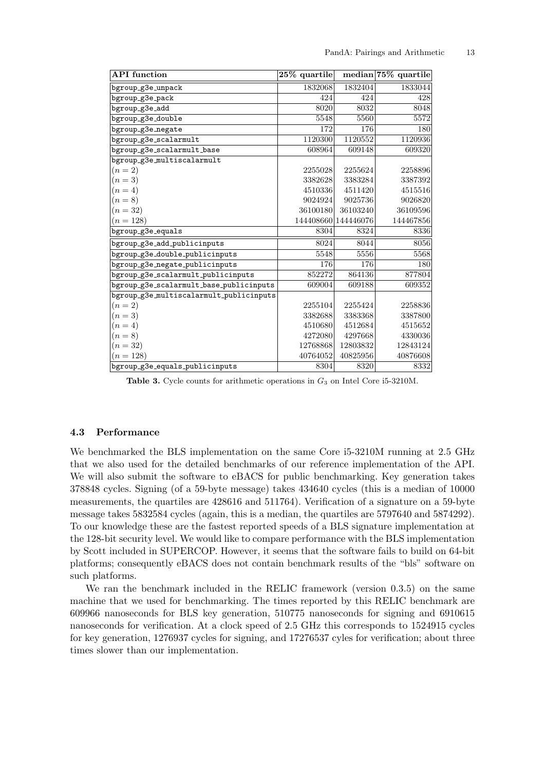| API function | 25% quartile | median | 75% quartile |
|---|---|---|---|
| bgroup_g3e_unpack | 1832068 | 1832404 | 1833044 |
| bgroup_g3e_pack | 424 | 424 | 428 |
| bgroup_g3e_add | 8020 | 8032 | 8048 |
| bgroup_g3e_double | 5548 | 5560 | 5572 |
| bgroup_g3e_negate | 172 | 176 | 180 |
| bgroup_g3e_scalarmult | 1120300 | 1120552 | 1120936 |
| bgroup_g3e_scalarmult_base | 608964 | 609148 | 609320 |
| bgroup_g3e_multiscalarmult | | | |
| $(n = 2)$ | 2255028 | 2255624 | 2258896 |
| $(n = 3)$ | 3382628 | 3383284 | 3387392 |
| $(n = 4)$ | 4510336 | 4511420 | 4515516 |
| $(n = 8)$ | 9024924 | 9025736 | 9026820 |
| $(n = 32)$ | 36100180 | 36103240 | 36109596 |
| $(n = 128)$ | 144408660 | 144446076 | 144467856 |
| bgroup_g3e_equals | 8304 | 8324 | 8336 |
| bgroup_g3e_add_publicinputs | 8024 | 8044 | 8056 |
| bgroup_g3e_double_publicinputs | 5548 | 5556 | 5568 |
| bgroup_g3e_negate_publicinputs | 176 | 176 | 180 |
| bgroup_g3e_scalarmult_publicinputs | 852272 | 864136 | 877804 |
| bgroup_g3e_scalarmult_base_publicinputs | 609004 | 609188 | 609352 |
| bgroup_g3e_multiscalarmult_publicinputs | | | |
| $(n = 2)$ | 2255104 | 2255424 | 2258836 |
| $(n = 3)$ | 3382688 | 3383368 | 3387800 |
| $(n = 4)$ | 4510680 | 4512684 | 4515652 |
| $(n = 8)$ | 4272080 | 4297668 | 4330036 |
| $(n = 32)$ | 12768868 | 12803832 | 12843124 |
| $(n = 128)$ | 40764052 | 40825956 | 40876608 |
| bgroup_g3e_equals_publicinputs | 8304 | 8320 | 8332 |

**Table 3.** Cycle counts for arithmetic operations in $G_3$ on Intel Core i5-3210M.

### 4.3 Performance

We benchmarked the BLS implementation on the same Core i5-3210M running at 2.5 GHz that we also used for the detailed benchmarks of our reference implementation of the API. We will also submit the software to eBACS for public benchmarking. Key generation takes 378848 cycles. Signing (of a 59-byte message) takes 434640 cycles (this is a median of 10000 measurements, the quartiles are 428616 and 511764). Verification of a signature on a 59-byte message takes 5832584 cycles (again, this is a median, the quartiles are 5797640 and 5874292). To our knowledge these are the fastest reported speeds of a BLS signature implementation at the 128-bit security level. We would like to compare performance with the BLS implementation by Scott included in SUPERCOP. However, it seems that the software fails to build on 64-bit platforms; consequently eBACS does not contain benchmark results of the "bls" software on such platforms.

We ran the benchmark included in the RELIC framework (version 0.3.5) on the same machine that we used for benchmarking. The times reported by this RELIC benchmark are 609966 nanoseconds for BLS key generation, 510775 nanoseconds for signing and 6910615 nanoseconds for verification. At a clock speed of 2.5 GHz this corresponds to 1524915 cycles for key generation, 1276937 cycles for signing, and 17276537 cyles for verification; about three times slower than our implementation.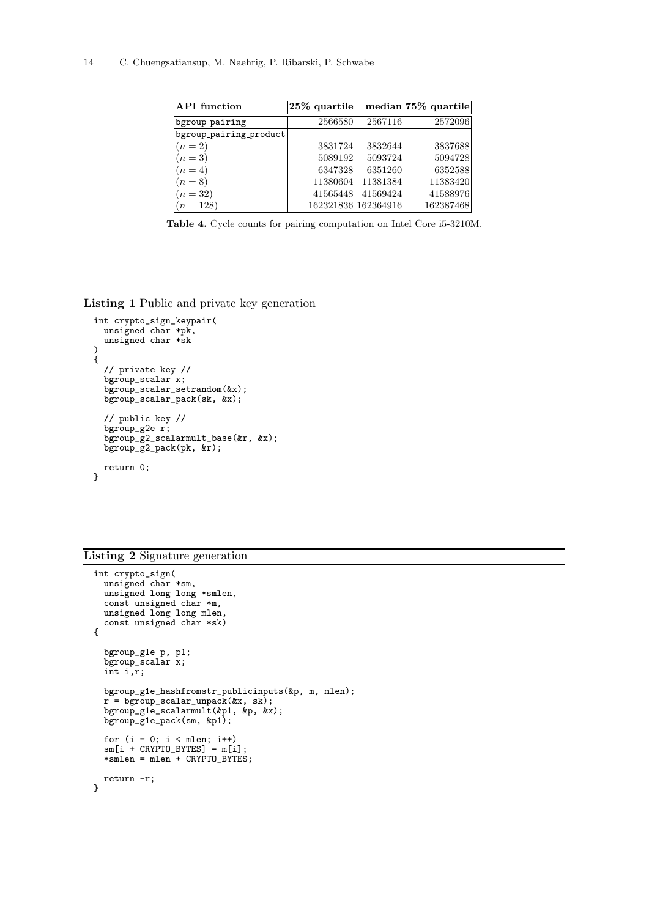| API function | 25% quartile | median | 75% quartile |
|---|---|---|---|
| bgroup_pairing | 2566580 | 2567116 | 2572096 |
| bgroup_pairing_product | | | |
| $(n = 2)$ | 3831724 | 3832644 | 3837688 |
| $(n = 3)$ | 5089192 | 5093724 | 5094728 |
| $(n = 4)$ | 6347328 | 6351260 | 6352588 |
| $(n = 8)$ | 11380604 | 11381384 | 11383420 |
| $(n = 32)$ | 41565448 | 41569424 | 41588976 |
| $(n = 128)$ | 162321836 | 162364916 | 162387468 |

**Table 4.** Cycle counts for pairing computation on Intel Core i5-3210M.

**Listing 1** Public and private key generation

```
int crypto_sign_keypair(
  unsigned char *pk,
  unsigned char *sk
)
{
  // private key //
  bgroup_scalar x;
  bgroup_scalar_setrandom(&x);
  bgroup_scalar_pack(sk, &x);

  // public key //
  bgroup_g2e r;
  bgroup_g2_scalarmult_base(&r, &x);
  bgroup_g2_pack(pk, &r);

  return 0;
}
```

**Listing 2** Signature generation

```
int crypto_sign(
  unsigned char *sm,
  unsigned long long *smlen,
  const unsigned char *m,
  unsigned long long mlen,
  const unsigned char *sk)
{

  bgroup_g1e p, p1;
  bgroup_scalar x;
  int i,r;

  bgroup_g1e_hashfromstr_publicinputs(&p, m, mlen);
  r = bgroup_scalar_unpack(&x, sk);
  bgroup_g1e_scalarmult(&p1, &p, &x);
  bgroup_g1e_pack(sm, &p1);

  for (i = 0; i < mlen; i++)
  sm[i + CRYPTO_BYTES] = m[i];
  *smlen = mlen + CRYPTO_BYTES;

  return -r;
}
```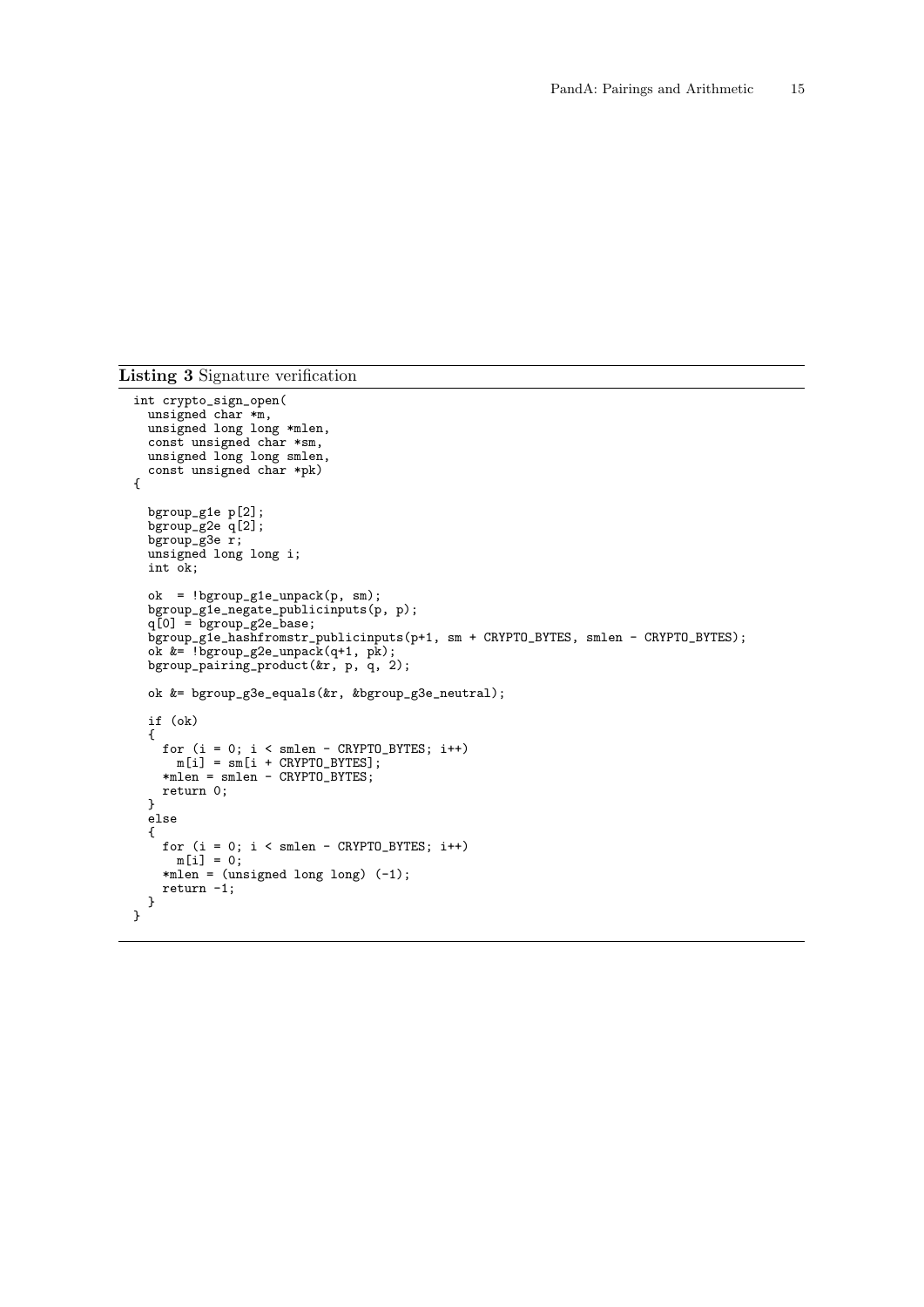**Listing 3** Signature verification

```
int crypto_sign_open(
  unsigned char *m,
  unsigned long long *mlen,
  const unsigned char *sm,
  unsigned long long smlen,
  const unsigned char *pk)
{

  bgroup_g1e p[2];
  bgroup_g2e q[2];
  bgroup_g3e r;
  unsigned long long i;
  int ok;

  ok  = !bgroup_g1e_unpack(p, sm);
  bgroup_g1e_negate_publicinputs(p, p);
  q[0] = bgroup_g2e_base;
  bgroup_g1e_hashfromstr_publicinputs(p+1, sm + CRYPTO_BYTES, smlen - CRYPTO_BYTES);
  ok &= !bgroup_g2e_unpack(q+1, pk);
  bgroup_pairing_product(&r, p, q, 2);

  ok &= bgroup_g3e_equals(&r, &bgroup_g3e_neutral);

  if (ok)
  {
    for (i = 0; i < smlen - CRYPTO_BYTES; i++)
      m[i] = sm[i + CRYPTO_BYTES];
    *mlen = smlen - CRYPTO_BYTES;
    return 0;
  }
  else
  {
    for (i = 0; i < smlen - CRYPTO_BYTES; i++)
      m[i] = 0;
    *mlen = (unsigned long long) (-1);
    return -1;
  }
}
```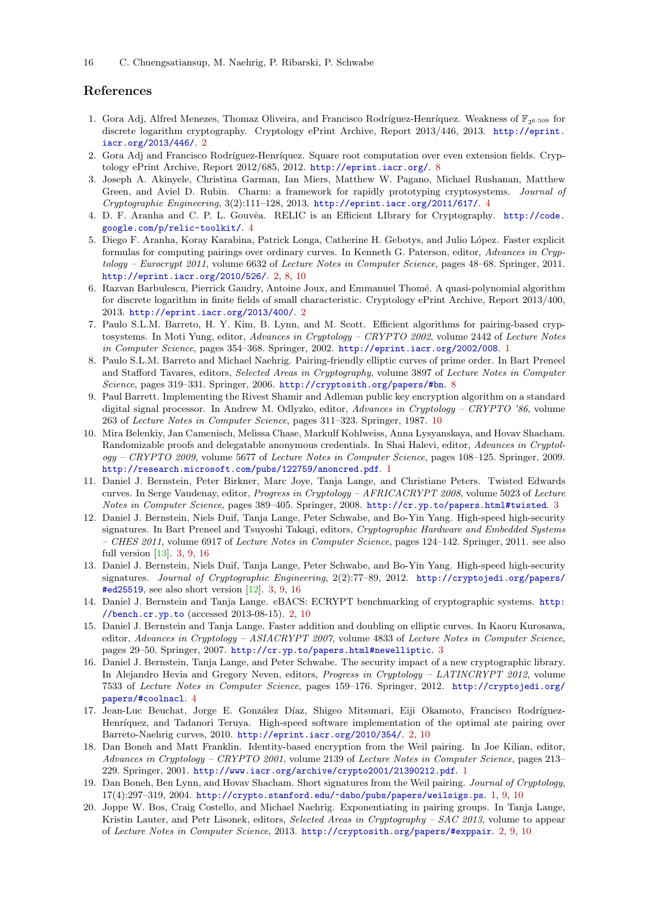## References

1. Gora Adj, Alfred Menezes, Thomaz Oliveira, and Francisco Rodríguez-Henríquez. Weakness of $\mathbb{F}_{3^{6\cdot 509}}$ for discrete logarithm cryptography. Cryptology ePrint Archive, Report 2013/446, 2013. http://eprint.iacr.org/2013/446/. 2
2. Gora Adj and Francisco Rodríguez-Henríquez. Square root computation over even extension fields. Cryptology ePrint Archive, Report 2012/685, 2012. http://eprint.iacr.org/. 8
3. Joseph A. Akinyele, Christina Garman, Ian Miers, Matthew W. Pagano, Michael Rushanan, Matthew Green, and Aviel D. Rubin. Charm: a framework for rapidly prototyping cryptosystems. *Journal of Cryptographic Engineering*, 3(2):111–128, 2013. http://eprint.iacr.org/2011/617/. 4
4. D. F. Aranha and C. P. L. Gouvêa. RELIC is an Efficient LIbrary for Cryptography. http://code.google.com/p/relic-toolkit/. 4
5. Diego F. Aranha, Koray Karabina, Patrick Longa, Catherine H. Gebotys, and Julio López. Faster explicit formulas for computing pairings over ordinary curves. In Kenneth G. Paterson, editor, *Advances in Cryptology – Eurocrypt 2011*, volume 6632 of *Lecture Notes in Computer Science*, pages 48–68. Springer, 2011. http://eprint.iacr.org/2010/526/. 2, 8, 10
6. Razvan Barbulescu, Pierrick Gaudry, Antoine Joux, and Emmanuel Thomé. A quasi-polynomial algorithm for discrete logarithm in finite fields of small characteristic. Cryptology ePrint Archive, Report 2013/400, 2013. http://eprint.iacr.org/2013/400/. 2
7. Paulo S.L.M. Barreto, H. Y. Kim, B. Lynn, and M. Scott. Efficient algorithms for pairing-based cryptosystems. In Moti Yung, editor, *Advances in Cryptology – CRYPTO 2002*, volume 2442 of *Lecture Notes in Computer Science*, pages 354–368. Springer, 2002. http://eprint.iacr.org/2002/008. 1
8. Paulo S.L.M. Barreto and Michael Naehrig. Pairing-friendly elliptic curves of prime order. In Bart Preneel and Stafford Tavares, editors, *Selected Areas in Cryptography*, volume 3897 of *Lecture Notes in Computer Science*, pages 319–331. Springer, 2006. http://cryptosith.org/papers/#bn. 8
9. Paul Barrett. Implementing the Rivest Shamir and Adleman public key encryption algorithm on a standard digital signal processor. In Andrew M. Odlyzko, editor, *Advances in Cryptology – CRYPTO '86*, volume 263 of *Lecture Notes in Computer Science*, pages 311–323. Springer, 1987. 10
10. Mira Belenkiy, Jan Camenisch, Melissa Chase, Markulf Kohlweiss, Anna Lysyanskaya, and Hovav Shacham. Randomizable proofs and delegatable anonymous credentials. In Shai Halevi, editor, *Advances in Cryptology – CRYPTO 2009*, volume 5677 of *Lecture Notes in Computer Science*, pages 108–125. Springer, 2009. http://research.microsoft.com/pubs/122759/anoncred.pdf. 1
11. Daniel J. Bernstein, Peter Birkner, Marc Joye, Tanja Lange, and Christiane Peters. Twisted Edwards curves. In Serge Vaudenay, editor, *Progress in Cryptology – AFRICACRYPT 2008*, volume 5023 of *Lecture Notes in Computer Science*, pages 389–405. Springer, 2008. http://cr.yp.to/papers.html#twisted. 3
12. Daniel J. Bernstein, Niels Duif, Tanja Lange, Peter Schwabe, and Bo-Yin Yang. High-speed high-security signatures. In Bart Preneel and Tsuyoshi Takagi, editors, *Cryptographic Hardware and Embedded Systems – CHES 2011*, volume 6917 of *Lecture Notes in Computer Science*, pages 124–142. Springer, 2011. see also full version [13]. 3, 9, 16
13. Daniel J. Bernstein, Niels Duif, Tanja Lange, Peter Schwabe, and Bo-Yin Yang. High-speed high-security signatures. *Journal of Cryptographic Engineering*, 2(2):77–89, 2012. http://cryptojedi.org/papers/#ed25519, see also short version [12]. 3, 9, 16
14. Daniel J. Bernstein and Tanja Lange. eBACS: ECRYPT benchmarking of cryptographic systems. http://bench.cr.yp.to (accessed 2013-08-15). 2, 10
15. Daniel J. Bernstein and Tanja Lange. Faster addition and doubling on elliptic curves. In Kaoru Kurosawa, editor, *Advances in Cryptology – ASIACRYPT 2007*, volume 4833 of *Lecture Notes in Computer Science*, pages 29–50. Springer, 2007. http://cr.yp.to/papers.html#newelliptic. 3
16. Daniel J. Bernstein, Tanja Lange, and Peter Schwabe. The security impact of a new cryptographic library. In Alejandro Hevia and Gregory Neven, editors, *Progress in Cryptology – LATINCRYPT 2012*, volume 7533 of *Lecture Notes in Computer Science*, pages 159–176. Springer, 2012. http://cryptojedi.org/papers/#coolnacl. 4
17. Jean-Luc Beuchat, Jorge E. González Díaz, Shigeo Mitsunari, Eiji Okamoto, Francisco Rodríguez-Henríquez, and Tadanori Teruya. High-speed software implementation of the optimal ate pairing over Barreto-Naehrig curves, 2010. http://eprint.iacr.org/2010/354/. 2, 10
18. Dan Boneh and Matt Franklin. Identity-based encryption from the Weil pairing. In Joe Kilian, editor, *Advances in Cryptology – CRYPTO 2001*, volume 2139 of *Lecture Notes in Computer Science*, pages 213–229. Springer, 2001. http://www.iacr.org/archive/crypto2001/21390212.pdf. 1
19. Dan Boneh, Ben Lynn, and Hovav Shacham. Short signatures from the Weil pairing. *Journal of Cryptology*, 17(4):297–319, 2004. http://crypto.stanford.edu/~dabo/pubs/papers/weilsigs.ps. 1, 9, 10
20. Joppe W. Bos, Craig Costello, and Michael Naehrig. Exponentiating in pairing groups. In Tanja Lange, Kristin Lauter, and Petr Lisonek, editors, *Selected Areas in Cryptography – SAC 2013*, volume to appear of *Lecture Notes in Computer Science*, 2013. http://cryptosith.org/papers/#exppair. 2, 9, 10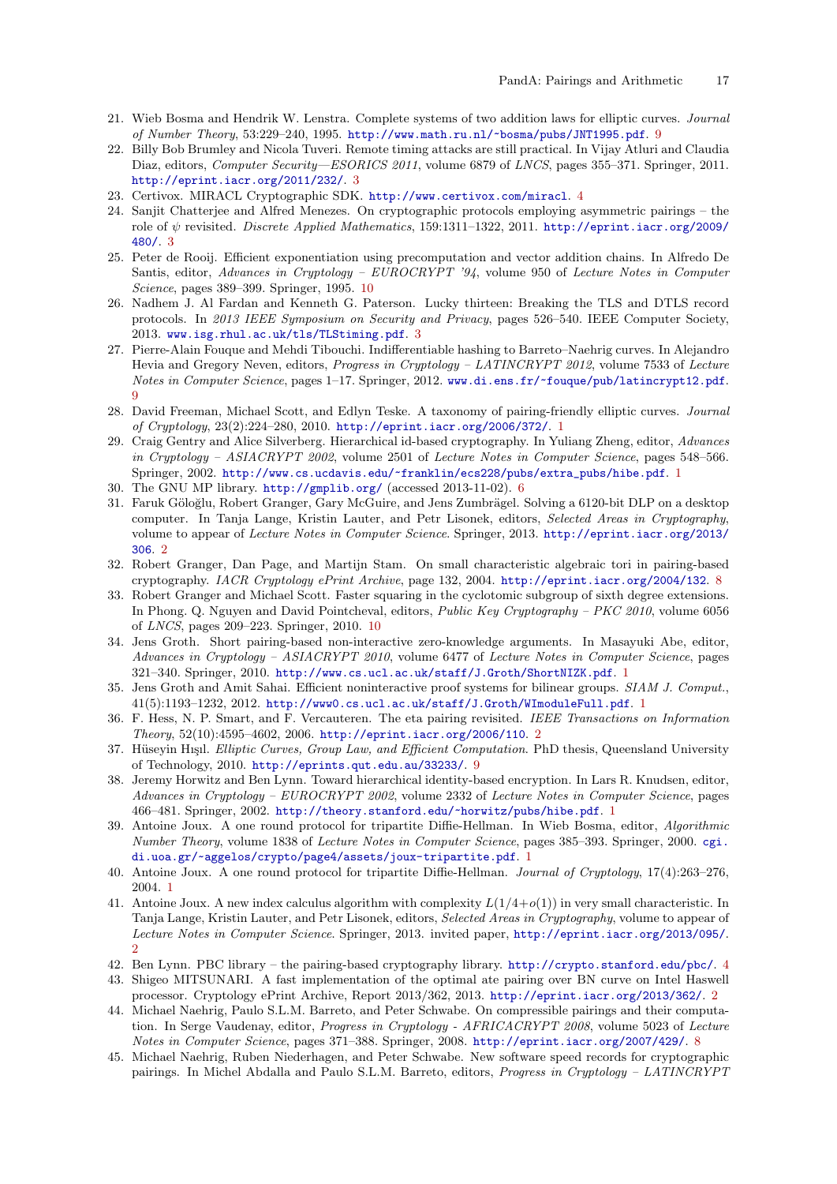21. Wieb Bosma and Hendrik W. Lenstra. Complete systems of two addition laws for elliptic curves. *Journal of Number Theory*, 53:229–240, 1995. http://www.math.ru.nl/~bosma/pubs/JNT1995.pdf. 9
22. Billy Bob Brumley and Nicola Tuveri. Remote timing attacks are still practical. In Vijay Atluri and Claudia Diaz, editors, *Computer Security—ESORICS 2011*, volume 6879 of *LNCS*, pages 355–371. Springer, 2011. http://eprint.iacr.org/2011/232/. 3
23. Certivox. MIRACL Cryptographic SDK. http://www.certivox.com/miracl. 4
24. Sanjit Chatterjee and Alfred Menezes. On cryptographic protocols employing asymmetric pairings – the role of $\psi$ revisited. *Discrete Applied Mathematics*, 159:1311–1322, 2011. http://eprint.iacr.org/2009/480/. 3
25. Peter de Rooij. Efficient exponentiation using precomputation and vector addition chains. In Alfredo De Santis, editor, *Advances in Cryptology – EUROCRYPT '94*, volume 950 of *Lecture Notes in Computer Science*, pages 389–399. Springer, 1995. 10
26. Nadhem J. Al Fardan and Kenneth G. Paterson. Lucky thirteen: Breaking the TLS and DTLS record protocols. In *2013 IEEE Symposium on Security and Privacy*, pages 526–540. IEEE Computer Society, 2013. www.isg.rhul.ac.uk/tls/TLStiming.pdf. 3
27. Pierre-Alain Fouque and Mehdi Tibouchi. Indifferentiable hashing to Barreto–Naehrig curves. In Alejandro Hevia and Gregory Neven, editors, *Progress in Cryptology – LATINCRYPT 2012*, volume 7533 of *Lecture Notes in Computer Science*, pages 1–17. Springer, 2012. www.di.ens.fr/~fouque/pub/latincrypt12.pdf. 9
28. David Freeman, Michael Scott, and Edlyn Teske. A taxonomy of pairing-friendly elliptic curves. *Journal of Cryptology*, 23(2):224–280, 2010. http://eprint.iacr.org/2006/372/. 1
29. Craig Gentry and Alice Silverberg. Hierarchical id-based cryptography. In Yuliang Zheng, editor, *Advances in Cryptology – ASIACRYPT 2002*, volume 2501 of *Lecture Notes in Computer Science*, pages 548–566. Springer, 2002. http://www.cs.ucdavis.edu/~franklin/ecs228/pubs/extra_pubs/hibe.pdf. 1
30. The GNU MP library. http://gmplib.org/ (accessed 2013-11-02). 6
31. Faruk Göloğlu, Robert Granger, Gary McGuire, and Jens Zumbrägel. Solving a 6120-bit DLP on a desktop computer. In Tanja Lange, Kristin Lauter, and Petr Lisonek, editors, *Selected Areas in Cryptography*, volume to appear of *Lecture Notes in Computer Science*. Springer, 2013. http://eprint.iacr.org/2013/306. 2
32. Robert Granger, Dan Page, and Martijn Stam. On small characteristic algebraic tori in pairing-based cryptography. *IACR Cryptology ePrint Archive*, page 132, 2004. http://eprint.iacr.org/2004/132. 8
33. Robert Granger and Michael Scott. Faster squaring in the cyclotomic subgroup of sixth degree extensions. In Phong. Q. Nguyen and David Pointcheval, editors, *Public Key Cryptography – PKC 2010*, volume 6056 of *LNCS*, pages 209–223. Springer, 2010. 10
34. Jens Groth. Short pairing-based non-interactive zero-knowledge arguments. In Masayuki Abe, editor, *Advances in Cryptology – ASIACRYPT 2010*, volume 6477 of *Lecture Notes in Computer Science*, pages 321–340. Springer, 2010. http://www.cs.ucl.ac.uk/staff/J.Groth/ShortNIZK.pdf. 1
35. Jens Groth and Amit Sahai. Efficient noninteractive proof systems for bilinear groups. *SIAM J. Comput.*, 41(5):1193–1232, 2012. http://www0.cs.ucl.ac.uk/staff/J.Groth/WImoduleFull.pdf. 1
36. F. Hess, N. P. Smart, and F. Vercauteren. The eta pairing revisited. *IEEE Transactions on Information Theory*, 52(10):4595–4602, 2006. http://eprint.iacr.org/2006/110. 2
37. Hüseyin Hışıl. *Elliptic Curves, Group Law, and Efficient Computation*. PhD thesis, Queensland University of Technology, 2010. http://eprints.qut.edu.au/33233/. 9
38. Jeremy Horwitz and Ben Lynn. Toward hierarchical identity-based encryption. In Lars R. Knudsen, editor, *Advances in Cryptology – EUROCRYPT 2002*, volume 2332 of *Lecture Notes in Computer Science*, pages 466–481. Springer, 2002. http://theory.stanford.edu/~horwitz/pubs/hibe.pdf. 1
39. Antoine Joux. A one round protocol for tripartite Diffie-Hellman. In Wieb Bosma, editor, *Algorithmic Number Theory*, volume 1838 of *Lecture Notes in Computer Science*, pages 385–393. Springer, 2000. cgi.di.uoa.gr/~aggelos/crypto/page4/assets/joux-tripartite.pdf. 1
40. Antoine Joux. A one round protocol for tripartite Diffie-Hellman. *Journal of Cryptology*, 17(4):263–276, 2004. 1
41. Antoine Joux. A new index calculus algorithm with complexity $L(1/4+o(1))$ in very small characteristic. In Tanja Lange, Kristin Lauter, and Petr Lisonek, editors, *Selected Areas in Cryptography*, volume to appear of *Lecture Notes in Computer Science*. Springer, 2013. invited paper, http://eprint.iacr.org/2013/095/. 2
42. Ben Lynn. PBC library – the pairing-based cryptography library. http://crypto.stanford.edu/pbc/. 4
43. Shigeo MITSUNARI. A fast implementation of the optimal ate pairing over BN curve on Intel Haswell processor. Cryptology ePrint Archive, Report 2013/362, 2013. http://eprint.iacr.org/2013/362/. 2
44. Michael Naehrig, Paulo S.L.M. Barreto, and Peter Schwabe. On compressible pairings and their computation. In Serge Vaudenay, editor, *Progress in Cryptology - AFRICACRYPT 2008*, volume 5023 of *Lecture Notes in Computer Science*, pages 371–388. Springer, 2008. http://eprint.iacr.org/2007/429/. 8
45. Michael Naehrig, Ruben Niederhagen, and Peter Schwabe. New software speed records for cryptographic pairings. In Michel Abdalla and Paulo S.L.M. Barreto, editors, *Progress in Cryptology – LATINCRYPT*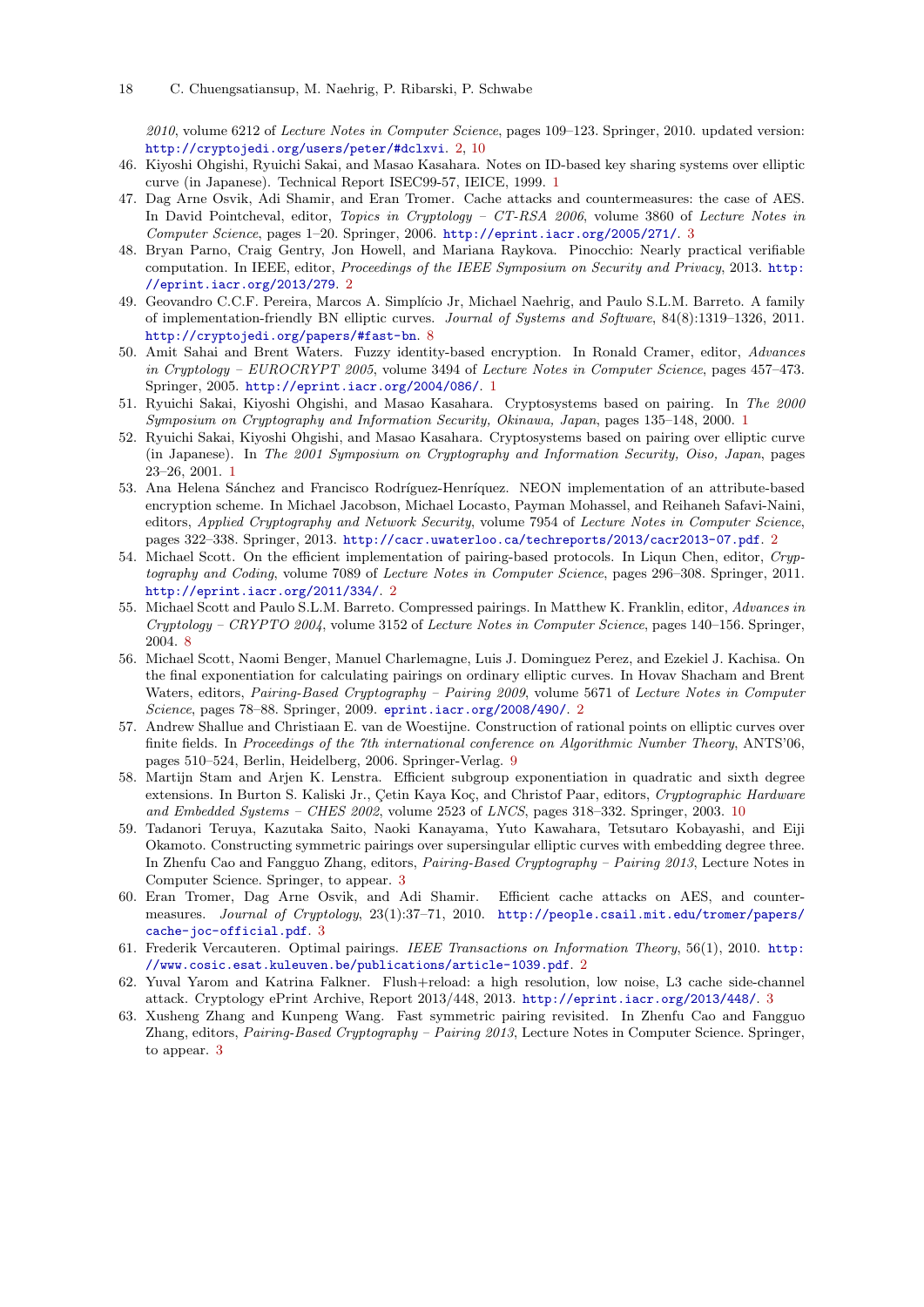*2010*, volume 6212 of *Lecture Notes in Computer Science*, pages 109–123. Springer, 2010. updated version: http://cryptojedi.org/users/peter/#dclxvi. 2, 10

46. Kiyoshi Ohgishi, Ryuichi Sakai, and Masao Kasahara. Notes on ID-based key sharing systems over elliptic curve (in Japanese). Technical Report ISEC99-57, IEICE, 1999. 1
47. Dag Arne Osvik, Adi Shamir, and Eran Tromer. Cache attacks and countermeasures: the case of AES. In David Pointcheval, editor, *Topics in Cryptology – CT-RSA 2006*, volume 3860 of *Lecture Notes in Computer Science*, pages 1–20. Springer, 2006. http://eprint.iacr.org/2005/271/. 3
48. Bryan Parno, Craig Gentry, Jon Howell, and Mariana Raykova. Pinocchio: Nearly practical verifiable computation. In IEEE, editor, *Proceedings of the IEEE Symposium on Security and Privacy*, 2013. http://eprint.iacr.org/2013/279. 2
49. Geovandro C.C.F. Pereira, Marcos A. Simplício Jr, Michael Naehrig, and Paulo S.L.M. Barreto. A family of implementation-friendly BN elliptic curves. *Journal of Systems and Software*, 84(8):1319–1326, 2011. http://cryptojedi.org/papers/#fast-bn. 8
50. Amit Sahai and Brent Waters. Fuzzy identity-based encryption. In Ronald Cramer, editor, *Advances in Cryptology – EUROCRYPT 2005*, volume 3494 of *Lecture Notes in Computer Science*, pages 457–473. Springer, 2005. http://eprint.iacr.org/2004/086/. 1
51. Ryuichi Sakai, Kiyoshi Ohgishi, and Masao Kasahara. Cryptosystems based on pairing. In *The 2000 Symposium on Cryptography and Information Security, Okinawa, Japan*, pages 135–148, 2000. 1
52. Ryuichi Sakai, Kiyoshi Ohgishi, and Masao Kasahara. Cryptosystems based on pairing over elliptic curve (in Japanese). In *The 2001 Symposium on Cryptography and Information Security, Oiso, Japan*, pages 23–26, 2001. 1
53. Ana Helena Sánchez and Francisco Rodríguez-Henríquez. NEON implementation of an attribute-based encryption scheme. In Michael Jacobson, Michael Locasto, Payman Mohassel, and Reihaneh Safavi-Naini, editors, *Applied Cryptography and Network Security*, volume 7954 of *Lecture Notes in Computer Science*, pages 322–338. Springer, 2013. http://cacr.uwaterloo.ca/techreports/2013/cacr2013-07.pdf. 2
54. Michael Scott. On the efficient implementation of pairing-based protocols. In Liqun Chen, editor, *Cryptography and Coding*, volume 7089 of *Lecture Notes in Computer Science*, pages 296–308. Springer, 2011. http://eprint.iacr.org/2011/334/. 2
55. Michael Scott and Paulo S.L.M. Barreto. Compressed pairings. In Matthew K. Franklin, editor, *Advances in Cryptology – CRYPTO 2004*, volume 3152 of *Lecture Notes in Computer Science*, pages 140–156. Springer, 2004. 8
56. Michael Scott, Naomi Benger, Manuel Charlemagne, Luis J. Dominguez Perez, and Ezekiel J. Kachisa. On the final exponentiation for calculating pairings on ordinary elliptic curves. In Hovav Shacham and Brent Waters, editors, *Pairing-Based Cryptography – Pairing 2009*, volume 5671 of *Lecture Notes in Computer Science*, pages 78–88. Springer, 2009. eprint.iacr.org/2008/490/. 2
57. Andrew Shallue and Christiaan E. van de Woestijne. Construction of rational points on elliptic curves over finite fields. In *Proceedings of the 7th international conference on Algorithmic Number Theory*, ANTS'06, pages 510–524, Berlin, Heidelberg, 2006. Springer-Verlag. 9
58. Martijn Stam and Arjen K. Lenstra. Efficient subgroup exponentiation in quadratic and sixth degree extensions. In Burton S. Kaliski Jr., Çetin Kaya Koç, and Christof Paar, editors, *Cryptographic Hardware and Embedded Systems – CHES 2002*, volume 2523 of *LNCS*, pages 318–332. Springer, 2003. 10
59. Tadanori Teruya, Kazutaka Saito, Naoki Kanayama, Yuto Kawahara, Tetsutaro Kobayashi, and Eiji Okamoto. Constructing symmetric pairings over supersingular elliptic curves with embedding degree three. In Zhenfu Cao and Fangguo Zhang, editors, *Pairing-Based Cryptography – Pairing 2013*, Lecture Notes in Computer Science. Springer, to appear. 3
60. Eran Tromer, Dag Arne Osvik, and Adi Shamir. Efficient cache attacks on AES, and countermeasures. *Journal of Cryptology*, 23(1):37–71, 2010. http://people.csail.mit.edu/tromer/papers/cache-joc-official.pdf. 3
61. Frederik Vercauteren. Optimal pairings. *IEEE Transactions on Information Theory*, 56(1), 2010. http://www.cosic.esat.kuleuven.be/publications/article-1039.pdf. 2
62. Yuval Yarom and Katrina Falkner. Flush+reload: a high resolution, low noise, L3 cache side-channel attack. Cryptology ePrint Archive, Report 2013/448, 2013. http://eprint.iacr.org/2013/448/. 3
63. Xusheng Zhang and Kunpeng Wang. Fast symmetric pairing revisited. In Zhenfu Cao and Fangguo Zhang, editors, *Pairing-Based Cryptography – Pairing 2013*, Lecture Notes in Computer Science. Springer, to appear. 3